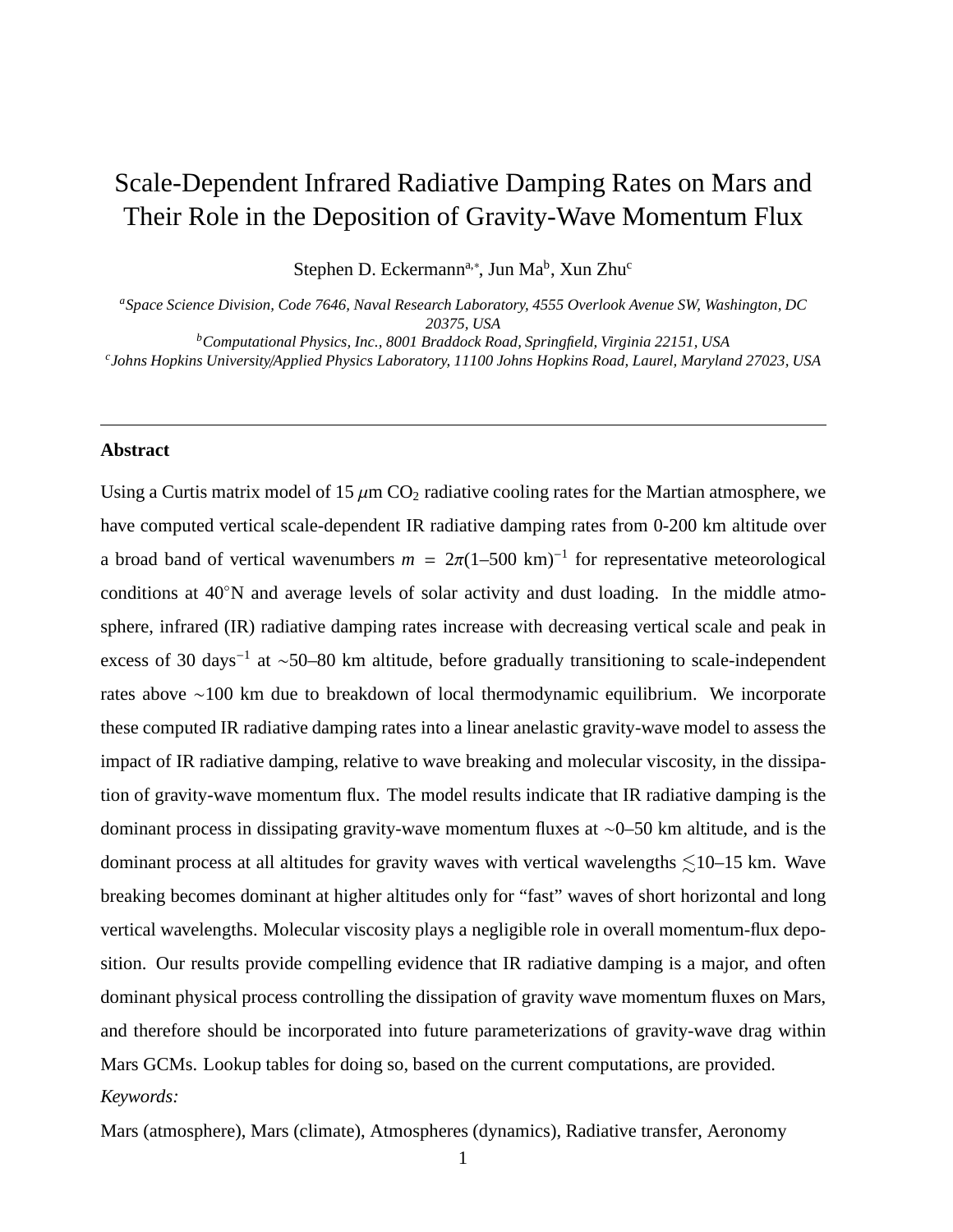# Scale-Dependent Infrared Radiative Damping Rates on Mars and Their Role in the Deposition of Gravity-Wave Momentum Flux

Stephen D. Eckermann[a,*], Jun Ma[b], Xun Zhu[c]

[a]*Space Science Division, Code 7646, Naval Research Laboratory, 4555 Overlook Avenue SW, Washington, DC 20375, USA*
[b]*Computational Physics, Inc., 8001 Braddock Road, Springfield, Virginia 22151, USA*
[c]*Johns Hopkins University/Applied Physics Laboratory, 11100 Johns Hopkins Road, Laurel, Maryland 27023, USA*

---

## Abstract

Using a Curtis matrix model of 15 $\mu$m $CO_2$ radiative cooling rates for the Martian atmosphere, we have computed vertical scale-dependent IR radiative damping rates from 0-200 km altitude over a broad band of vertical wavenumbers $m = 2\pi(1\text{–}500 \text{ km})^{-1}$ for representative meteorological conditions at 40°N and average levels of solar activity and dust loading. In the middle atmosphere, infrared (IR) radiative damping rates increase with decreasing vertical scale and peak in excess of 30 days$^{-1}$ at ∼50–80 km altitude, before gradually transitioning to scale-independent rates above ∼100 km due to breakdown of local thermodynamic equilibrium. We incorporate these computed IR radiative damping rates into a linear anelastic gravity-wave model to assess the impact of IR radiative damping, relative to wave breaking and molecular viscosity, in the dissipation of gravity-wave momentum flux. The model results indicate that IR radiative damping is the dominant process in dissipating gravity-wave momentum fluxes at ∼0–50 km altitude, and is the dominant process at all altitudes for gravity waves with vertical wavelengths $\lesssim$10–15 km. Wave breaking becomes dominant at higher altitudes only for “fast” waves of short horizontal and long vertical wavelengths. Molecular viscosity plays a negligible role in overall momentum-flux deposition. Our results provide compelling evidence that IR radiative damping is a major, and often dominant physical process controlling the dissipation of gravity wave momentum fluxes on Mars, and therefore should be incorporated into future parameterizations of gravity-wave drag within Mars GCMs. Lookup tables for doing so, based on the current computations, are provided.

*Keywords:*

Mars (atmosphere), Mars (climate), Atmospheres (dynamics), Radiative transfer, Aeronomy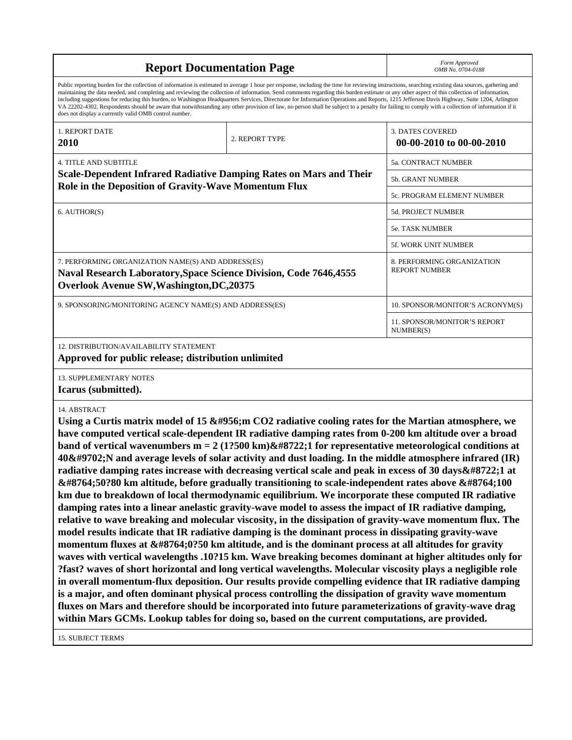# Report Documentation Page

*Form Approved*
*OMB No. 0704-0188*

Public reporting burden for the collection of information is estimated to average 1 hour per response, including the time for reviewing instructions, searching existing data sources, gathering and maintaining the data needed, and completing and reviewing the collection of information. Send comments regarding this burden estimate or any other aspect of this collection of information, including suggestions for reducing this burden, to Washington Headquarters Services, Directorate for Information Operations and Reports, 1215 Jefferson Davis Highway, Suite 1204, Arlington VA 22202-4302. Respondents should be aware that notwithstanding any other provision of law, no person shall be subject to a penalty for failing to comply with a collection of information if it does not display a currently valid OMB control number.

| | | |
|---|---|---|
| 1. REPORT DATE<br>**2010** | 2. REPORT TYPE | 3. DATES COVERED<br>**00-00-2010 to 00-00-2010** |
| 4. TITLE AND SUBTITLE<br>**Scale-Dependent Infrared Radiative Damping Rates on Mars and Their Role in the Deposition of Gravity-Wave Momentum Flux** | | 5a. CONTRACT NUMBER |
| | | 5b. GRANT NUMBER |
| | | 5c. PROGRAM ELEMENT NUMBER |
| 6. AUTHOR(S) | | 5d. PROJECT NUMBER |
| | | 5e. TASK NUMBER |
| | | 5f. WORK UNIT NUMBER |
| 7. PERFORMING ORGANIZATION NAME(S) AND ADDRESS(ES)<br>**Naval Research Laboratory,Space Science Division, Code 7646,4555 Overlook Avenue SW,Washington,DC,20375** | | 8. PERFORMING ORGANIZATION REPORT NUMBER |
| 9. SPONSORING/MONITORING AGENCY NAME(S) AND ADDRESS(ES) | | 10. SPONSOR/MONITOR'S ACRONYM(S) |
| | | 11. SPONSOR/MONITOR'S REPORT NUMBER(S) |

12. DISTRIBUTION/AVAILABILITY STATEMENT
**Approved for public release; distribution unlimited**

13. SUPPLEMENTARY NOTES
**Icarus (submitted).**

14. ABSTRACT
**Using a Curtis matrix model of 15 &#956;m CO2 radiative cooling rates for the Martian atmosphere, we have computed vertical scale-dependent IR radiative damping rates from 0-200 km altitude over a broad band of vertical wavenumbers m = 2 (1?500 km)&#8722;1 for representative meteorological conditions at 40&#9702;N and average levels of solar activity and dust loading. In the middle atmosphere infrared (IR) radiative damping rates increase with decreasing vertical scale and peak in excess of 30 days&#8722;1 at &#8764;50?80 km altitude, before gradually transitioning to scale-independent rates above &#8764;100 km due to breakdown of local thermodynamic equilibrium. We incorporate these computed IR radiative damping rates into a linear anelastic gravity-wave model to assess the impact of IR radiative damping, relative to wave breaking and molecular viscosity, in the dissipation of gravity-wave momentum flux. The model results indicate that IR radiative damping is the dominant process in dissipating gravity-wave momentum fluxes at &#8764;0?50 km altitude, and is the dominant process at all altitudes for gravity waves with vertical wavelengths .10?15 km. Wave breaking becomes dominant at higher altitudes only for ?fast? waves of short horizontal and long vertical wavelengths. Molecular viscosity plays a negligible role in overall momentum-flux deposition. Our results provide compelling evidence that IR radiative damping is a major, and often dominant physical process controlling the dissipation of gravity wave momentum fluxes on Mars and therefore should be incorporated into future parameterizations of gravity-wave drag within Mars GCMs. Lookup tables for doing so, based on the current computations, are provided.**

15. SUBJECT TERMS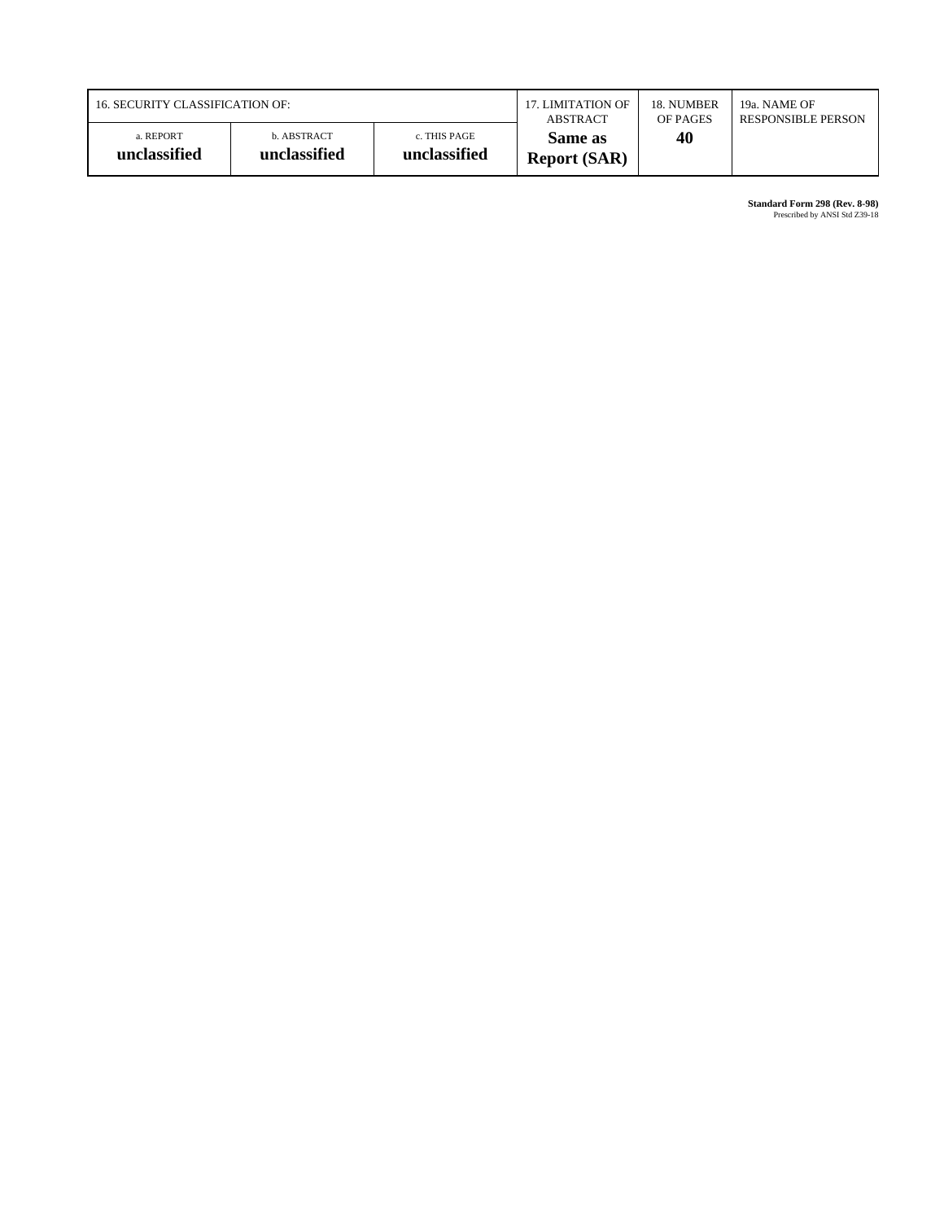| 16. SECURITY CLASSIFICATION OF: | | | 17. LIMITATION OF ABSTRACT | 18. NUMBER OF PAGES | 19a. NAME OF RESPONSIBLE PERSON |
|---|---|---|---|---|---|
| a. REPORT<br>**unclassified** | b. ABSTRACT<br>**unclassified** | c. THIS PAGE<br>**unclassified** | **Same as Report (SAR)** | **40** | |

**Standard Form 298 (Rev. 8-98)**
Prescribed by ANSI Std Z39-18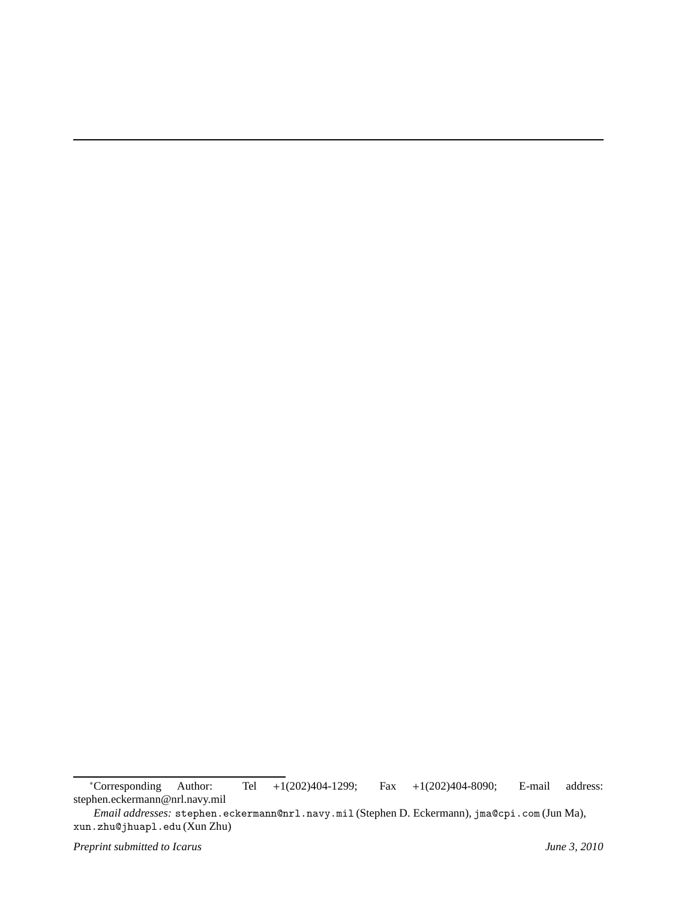*Corresponding Author: Tel +1(202)404-1299; Fax +1(202)404-8090; E-mail address: stephen.eckermann@nrl.navy.mil

*Email addresses:* stephen.eckermann@nrl.navy.mil (Stephen D. Eckermann), jma@cpi.com (Jun Ma), xun.zhu@jhuapl.edu (Xun Zhu)

*Preprint submitted to Icarus* *June 3, 2010*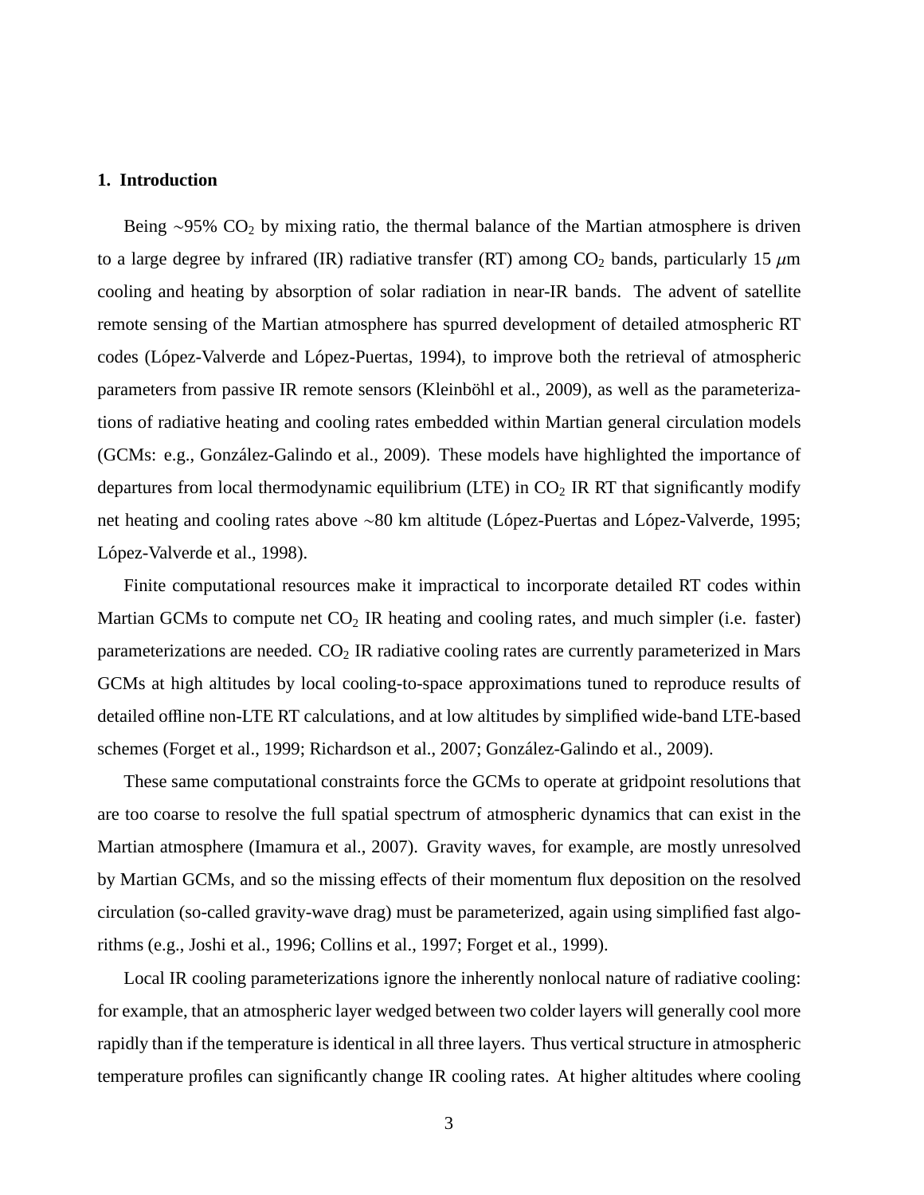## 1. Introduction

Being ~95% $CO_2$ by mixing ratio, the thermal balance of the Martian atmosphere is driven to a large degree by infrared (IR) radiative transfer (RT) among $CO_2$ bands, particularly 15 $\mu$m cooling and heating by absorption of solar radiation in near-IR bands. The advent of satellite remote sensing of the Martian atmosphere has spurred development of detailed atmospheric RT codes (López-Valverde and López-Puertas, 1994), to improve both the retrieval of atmospheric parameters from passive IR remote sensors (Kleinböhl et al., 2009), as well as the parameterizations of radiative heating and cooling rates embedded within Martian general circulation models (GCMs: e.g., González-Galindo et al., 2009). These models have highlighted the importance of departures from local thermodynamic equilibrium (LTE) in $CO_2$ IR RT that significantly modify net heating and cooling rates above ~80 km altitude (López-Puertas and López-Valverde, 1995; López-Valverde et al., 1998).

Finite computational resources make it impractical to incorporate detailed RT codes within Martian GCMs to compute net $CO_2$ IR heating and cooling rates, and much simpler (i.e. faster) parameterizations are needed. $CO_2$ IR radiative cooling rates are currently parameterized in Mars GCMs at high altitudes by local cooling-to-space approximations tuned to reproduce results of detailed offline non-LTE RT calculations, and at low altitudes by simplified wide-band LTE-based schemes (Forget et al., 1999; Richardson et al., 2007; González-Galindo et al., 2009).

These same computational constraints force the GCMs to operate at gridpoint resolutions that are too coarse to resolve the full spatial spectrum of atmospheric dynamics that can exist in the Martian atmosphere (Imamura et al., 2007). Gravity waves, for example, are mostly unresolved by Martian GCMs, and so the missing effects of their momentum flux deposition on the resolved circulation (so-called gravity-wave drag) must be parameterized, again using simplified fast algorithms (e.g., Joshi et al., 1996; Collins et al., 1997; Forget et al., 1999).

Local IR cooling parameterizations ignore the inherently nonlocal nature of radiative cooling: for example, that an atmospheric layer wedged between two colder layers will generally cool more rapidly than if the temperature is identical in all three layers. Thus vertical structure in atmospheric temperature profiles can significantly change IR cooling rates. At higher altitudes where cooling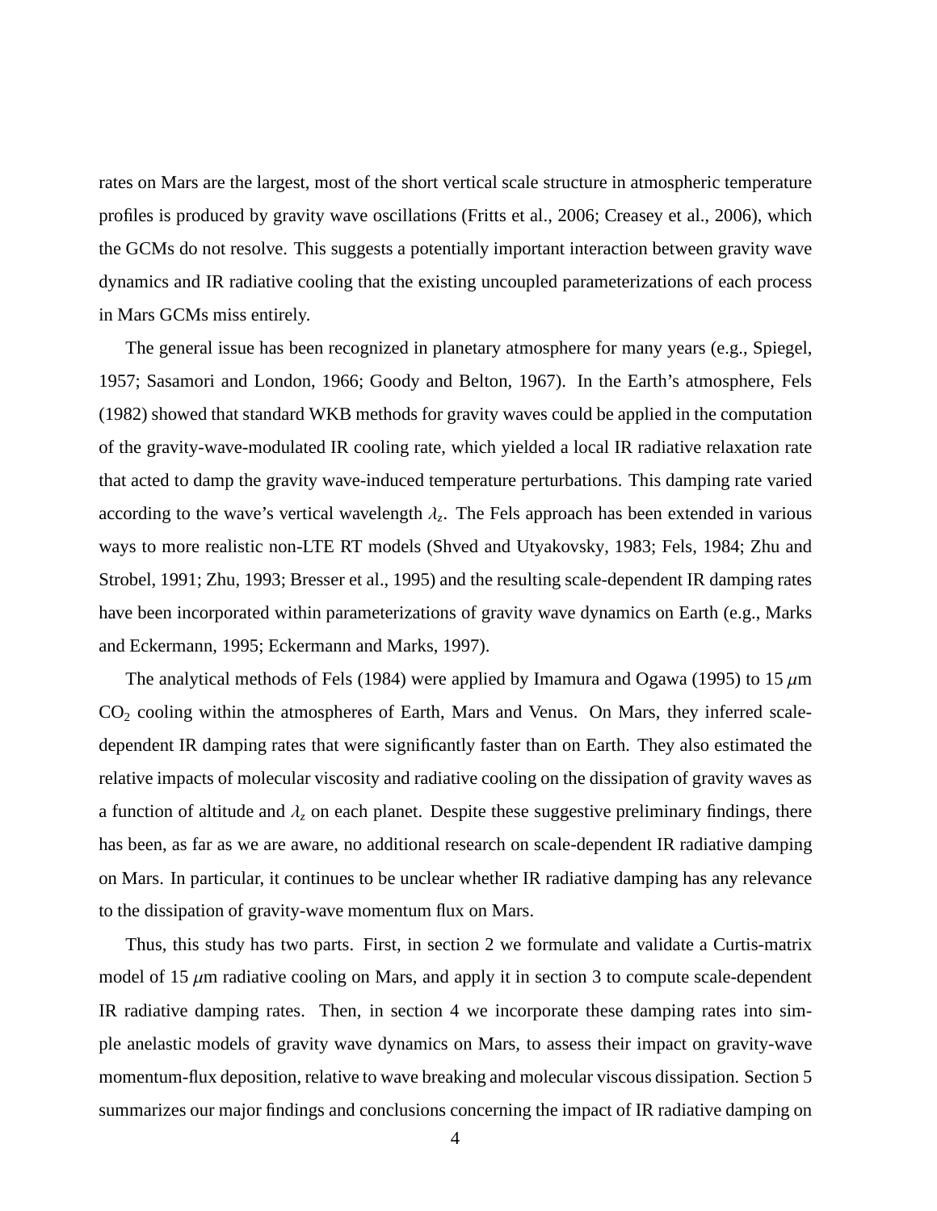rates on Mars are the largest, most of the short vertical scale structure in atmospheric temperature profiles is produced by gravity wave oscillations (Fritts et al., 2006; Creasey et al., 2006), which the GCMs do not resolve. This suggests a potentially important interaction between gravity wave dynamics and IR radiative cooling that the existing uncoupled parameterizations of each process in Mars GCMs miss entirely.

The general issue has been recognized in planetary atmosphere for many years (e.g., Spiegel, 1957; Sasamori and London, 1966; Goody and Belton, 1967). In the Earth's atmosphere, Fels (1982) showed that standard WKB methods for gravity waves could be applied in the computation of the gravity-wave-modulated IR cooling rate, which yielded a local IR radiative relaxation rate that acted to damp the gravity wave-induced temperature perturbations. This damping rate varied according to the wave's vertical wavelength $\lambda_z$. The Fels approach has been extended in various ways to more realistic non-LTE RT models (Shved and Utyakovsky, 1983; Fels, 1984; Zhu and Strobel, 1991; Zhu, 1993; Bresser et al., 1995) and the resulting scale-dependent IR damping rates have been incorporated within parameterizations of gravity wave dynamics on Earth (e.g., Marks and Eckermann, 1995; Eckermann and Marks, 1997).

The analytical methods of Fels (1984) were applied by Imamura and Ogawa (1995) to 15 $\mu$m $CO_2$ cooling within the atmospheres of Earth, Mars and Venus. On Mars, they inferred scale-dependent IR damping rates that were significantly faster than on Earth. They also estimated the relative impacts of molecular viscosity and radiative cooling on the dissipation of gravity waves as a function of altitude and $\lambda_z$ on each planet. Despite these suggestive preliminary findings, there has been, as far as we are aware, no additional research on scale-dependent IR radiative damping on Mars. In particular, it continues to be unclear whether IR radiative damping has any relevance to the dissipation of gravity-wave momentum flux on Mars.

Thus, this study has two parts. First, in section 2 we formulate and validate a Curtis-matrix model of 15 $\mu$m radiative cooling on Mars, and apply it in section 3 to compute scale-dependent IR radiative damping rates. Then, in section 4 we incorporate these damping rates into simple anelastic models of gravity wave dynamics on Mars, to assess their impact on gravity-wave momentum-flux deposition, relative to wave breaking and molecular viscous dissipation. Section 5 summarizes our major findings and conclusions concerning the impact of IR radiative damping on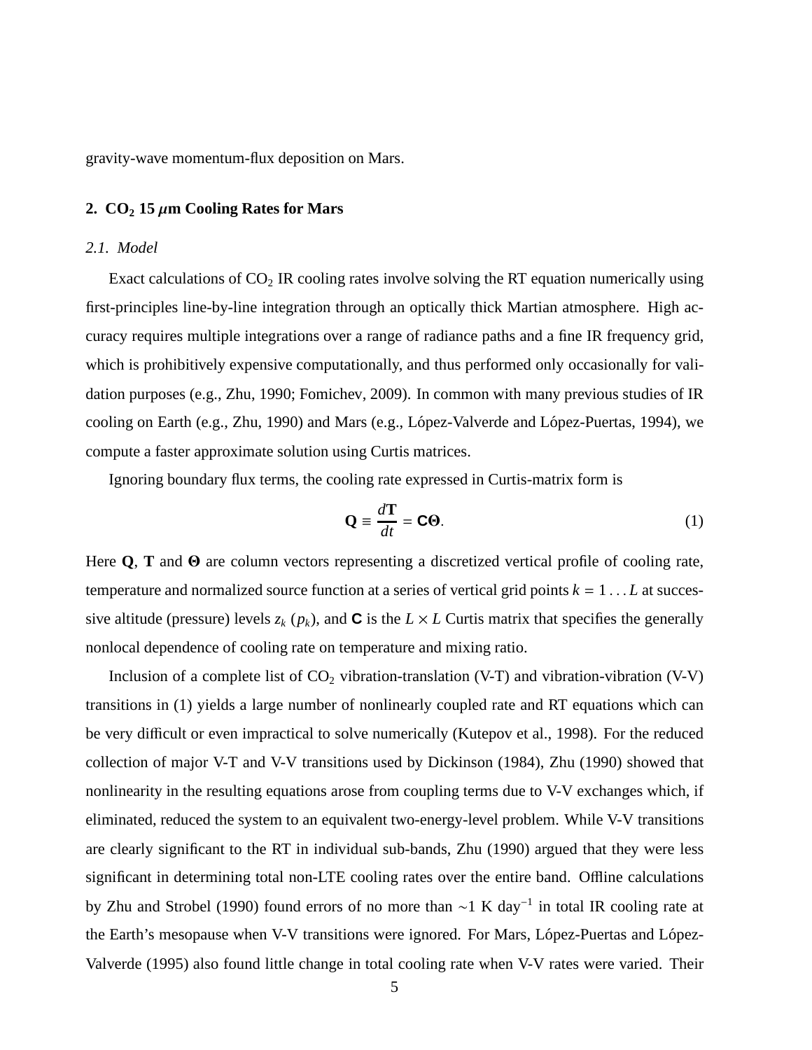gravity-wave momentum-flux deposition on Mars.

## 2. $CO_2$ 15 $\mu$m Cooling Rates for Mars

### *2.1. Model*

Exact calculations of $CO_2$ IR cooling rates involve solving the RT equation numerically using first-principles line-by-line integration through an optically thick Martian atmosphere. High accuracy requires multiple integrations over a range of radiance paths and a fine IR frequency grid, which is prohibitively expensive computationally, and thus performed only occasionally for validation purposes (e.g., Zhu, 1990; Fomichev, 2009). In common with many previous studies of IR cooling on Earth (e.g., Zhu, 1990) and Mars (e.g., López-Valverde and López-Puertas, 1994), we compute a faster approximate solution using Curtis matrices.

Ignoring boundary flux terms, the cooling rate expressed in Curtis-matrix form is

$$\mathbf{Q} \equiv \frac{d\mathbf{T}}{dt} = \mathbf{C}\mathbf{\Theta}. \tag{1}$$

Here $\mathbf{Q}$, $\mathbf{T}$ and $\mathbf{\Theta}$ are column vectors representing a discretized vertical profile of cooling rate, temperature and normalized source function at a series of vertical grid points $k = 1 \ldots L$ at successive altitude (pressure) levels $z_k$ ($p_k$), and $\mathbf{C}$ is the $L \times L$ Curtis matrix that specifies the generally nonlocal dependence of cooling rate on temperature and mixing ratio.

Inclusion of a complete list of $CO_2$ vibration-translation (V-T) and vibration-vibration (V-V) transitions in (1) yields a large number of nonlinearly coupled rate and RT equations which can be very difficult or even impractical to solve numerically (Kutepov et al., 1998). For the reduced collection of major V-T and V-V transitions used by Dickinson (1984), Zhu (1990) showed that nonlinearity in the resulting equations arose from coupling terms due to V-V exchanges which, if eliminated, reduced the system to an equivalent two-energy-level problem. While V-V transitions are clearly significant to the RT in individual sub-bands, Zhu (1990) argued that they were less significant in determining total non-LTE cooling rates over the entire band. Offline calculations by Zhu and Strobel (1990) found errors of no more than $\sim$1 K day$^{-1}$ in total IR cooling rate at the Earth's mesopause when V-V transitions were ignored. For Mars, López-Puertas and López-Valverde (1995) also found little change in total cooling rate when V-V rates were varied. Their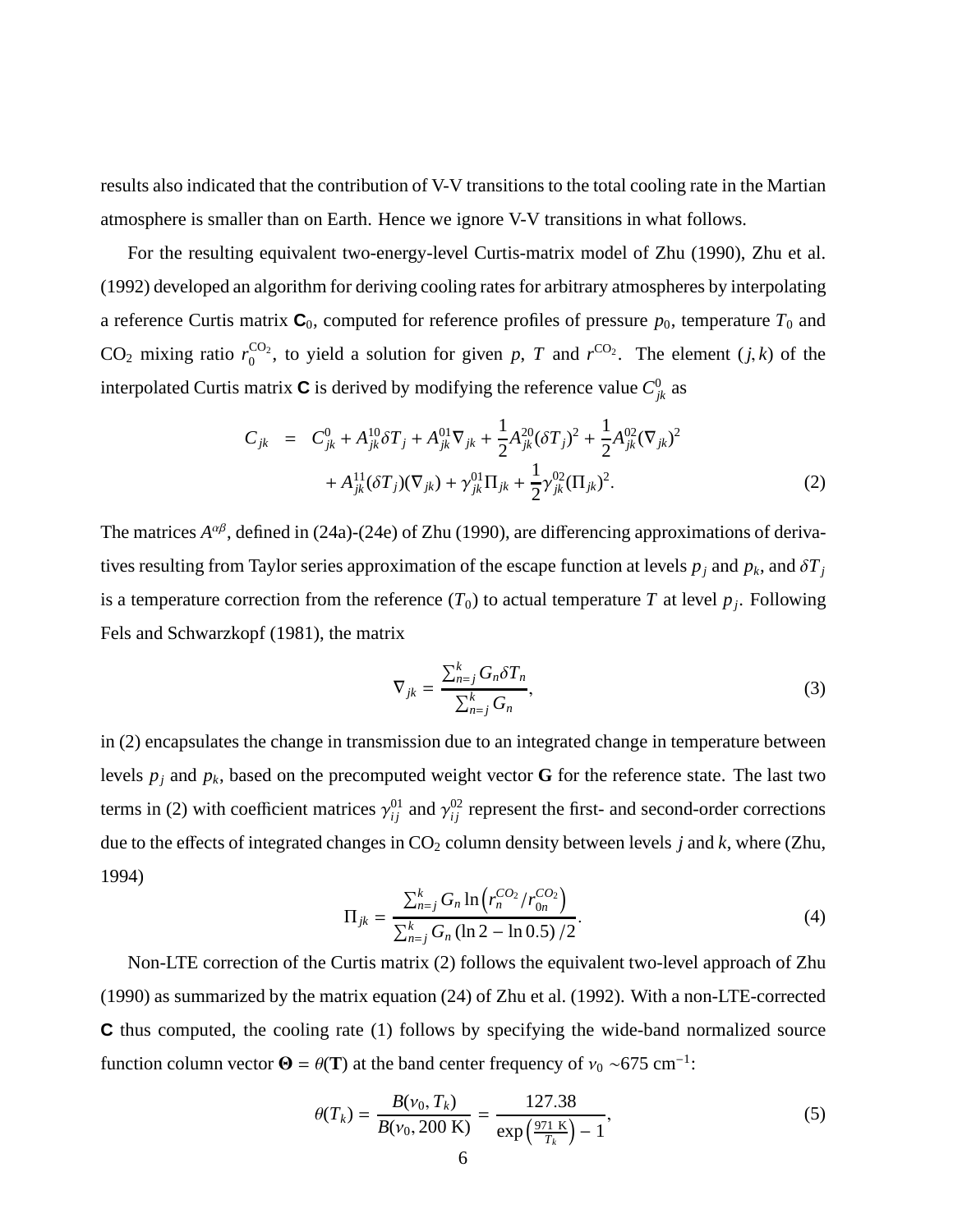results also indicated that the contribution of V-V transitions to the total cooling rate in the Martian atmosphere is smaller than on Earth. Hence we ignore V-V transitions in what follows.

For the resulting equivalent two-energy-level Curtis-matrix model of Zhu (1990), Zhu et al. (1992) developed an algorithm for deriving cooling rates for arbitrary atmospheres by interpolating a reference Curtis matrix $\mathbf{C}_0$, computed for reference profiles of pressure $p_0$, temperature $T_0$ and $CO_2$ mixing ratio $r_0^{CO_2}$, to yield a solution for given $p$, $T$ and $r^{CO_2}$. The element $(j,k)$ of the interpolated Curtis matrix $\mathbf{C}$ is derived by modifying the reference value $C_{jk}^0$ as

$$
\begin{aligned}
C_{jk} &= C_{jk}^0 + A_{jk}^{10}\delta T_j + A_{jk}^{01}\nabla_{jk} + \frac{1}{2}A_{jk}^{20}(\delta T_j)^2 + \frac{1}{2}A_{jk}^{02}(\nabla_{jk})^2 \\
&\quad + A_{jk}^{11}(\delta T_j)(\nabla_{jk}) + \gamma_{jk}^{01}\Pi_{jk} + \frac{1}{2}\gamma_{jk}^{02}(\Pi_{jk})^2. \qquad (2)
\end{aligned}
$$

The matrices $A^{\alpha\beta}$, defined in (24a)-(24e) of Zhu (1990), are differencing approximations of derivatives resulting from Taylor series approximation of the escape function at levels $p_j$ and $p_k$, and $\delta T_j$ is a temperature correction from the reference ($T_0$) to actual temperature $T$ at level $p_j$. Following Fels and Schwarzkopf (1981), the matrix

$$
\nabla_{jk} = \frac{\sum_{n=j}^{k} G_n \delta T_n}{\sum_{n=j}^{k} G_n}, \qquad (3)
$$

in (2) encapsulates the change in transmission due to an integrated change in temperature between levels $p_j$ and $p_k$, based on the precomputed weight vector $\mathbf{G}$ for the reference state. The last two terms in (2) with coefficient matrices $\gamma_{ij}^{01}$ and $\gamma_{ij}^{02}$ represent the first- and second-order corrections due to the effects of integrated changes in $CO_2$ column density between levels $j$ and $k$, where (Zhu, 1994)

$$
\Pi_{jk} = \frac{\sum_{n=j}^{k} G_n \ln\left(r_n^{CO_2}/r_{0n}^{CO_2}\right)}{\sum_{n=j}^{k} G_n \left(\ln 2 - \ln 0.5\right)/2}. \qquad (4)
$$

Non-LTE correction of the Curtis matrix (2) follows the equivalent two-level approach of Zhu (1990) as summarized by the matrix equation (24) of Zhu et al. (1992). With a non-LTE-corrected $\mathbf{C}$ thus computed, the cooling rate (1) follows by specifying the wide-band normalized source function column vector $\mathbf{\Theta} = \theta(\mathbf{T})$ at the band center frequency of $\nu_0 \sim 675$ cm$^{-1}$:

$$
\theta(T_k) = \frac{B(\nu_0, T_k)}{B(\nu_0, 200\ \mathrm{K})} = \frac{127.38}{\exp\left(\frac{971\ \mathrm{K}}{T_k}\right) - 1}, \qquad (5)
$$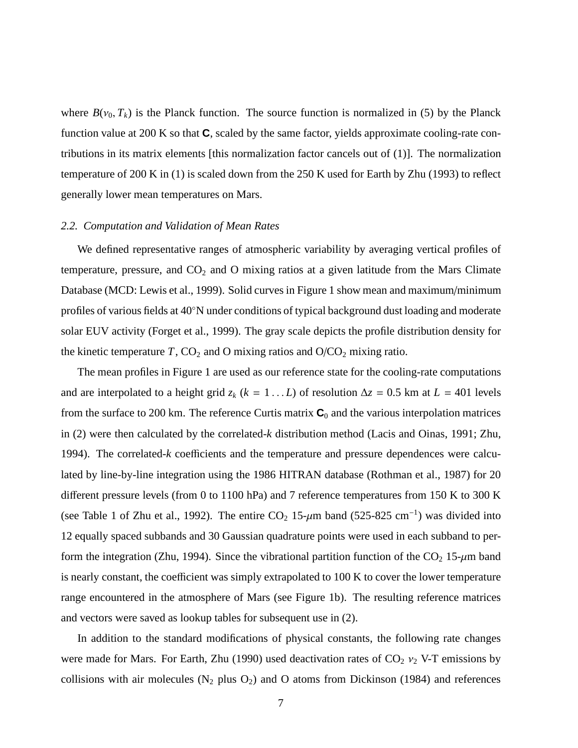where $B(\nu_0, T_k)$ is the Planck function. The source function is normalized in (5) by the Planck function value at 200 K so that $\mathbf{C}$, scaled by the same factor, yields approximate cooling-rate contributions in its matrix elements [this normalization factor cancels out of (1)]. The normalization temperature of 200 K in (1) is scaled down from the 250 K used for Earth by Zhu (1993) to reflect generally lower mean temperatures on Mars.

### 2.2. Computation and Validation of Mean Rates

We defined representative ranges of atmospheric variability by averaging vertical profiles of temperature, pressure, and $CO_2$ and O mixing ratios at a given latitude from the Mars Climate Database (MCD: Lewis et al., 1999). Solid curves in Figure 1 show mean and maximum/minimum profiles of various fields at 40°N under conditions of typical background dust loading and moderate solar EUV activity (Forget et al., 1999). The gray scale depicts the profile distribution density for the kinetic temperature $T$, $CO_2$ and O mixing ratios and O/$CO_2$ mixing ratio.

The mean profiles in Figure 1 are used as our reference state for the cooling-rate computations and are interpolated to a height grid $z_k$ ($k = 1 \ldots L$) of resolution $\Delta z = 0.5$ km at $L = 401$ levels from the surface to 200 km. The reference Curtis matrix $\mathbf{C}_0$ and the various interpolation matrices in (2) were then calculated by the correlated-$k$ distribution method (Lacis and Oinas, 1991; Zhu, 1994). The correlated-$k$ coefficients and the temperature and pressure dependences were calculated by line-by-line integration using the 1986 HITRAN database (Rothman et al., 1987) for 20 different pressure levels (from 0 to 1100 hPa) and 7 reference temperatures from 150 K to 300 K (see Table 1 of Zhu et al., 1992). The entire $CO_2$ 15-$\mu$m band (525-825 cm$^{-1}$) was divided into 12 equally spaced subbands and 30 Gaussian quadrature points were used in each subband to perform the integration (Zhu, 1994). Since the vibrational partition function of the $CO_2$ 15-$\mu$m band is nearly constant, the coefficient was simply extrapolated to 100 K to cover the lower temperature range encountered in the atmosphere of Mars (see Figure 1b). The resulting reference matrices and vectors were saved as lookup tables for subsequent use in (2).

In addition to the standard modifications of physical constants, the following rate changes were made for Mars. For Earth, Zhu (1990) used deactivation rates of $CO_2$ $\nu_2$ V-T emissions by collisions with air molecules ($N_2$ plus $O_2$) and O atoms from Dickinson (1984) and references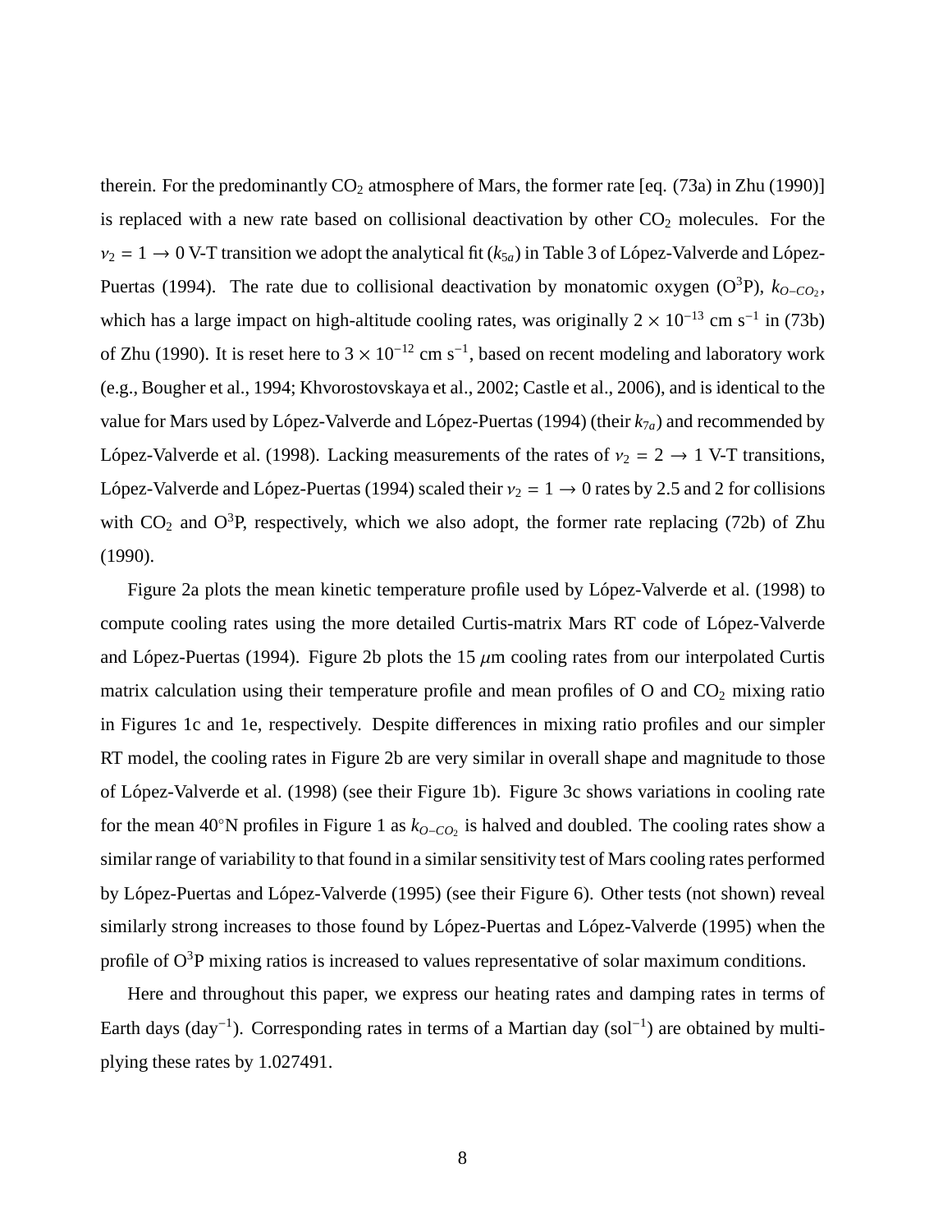therein. For the predominantly $CO_2$ atmosphere of Mars, the former rate [eq. (73a) in Zhu (1990)] is replaced with a new rate based on collisional deactivation by other $CO_2$ molecules. For the $\nu_2 = 1 \rightarrow 0$ V-T transition we adopt the analytical fit ($k_{5a}$) in Table 3 of López-Valverde and López-Puertas (1994). The rate due to collisional deactivation by monatomic oxygen ($O^3P$), $k_{O-CO_2}$, which has a large impact on high-altitude cooling rates, was originally $2 \times 10^{-13}$ cm s$^{-1}$ in (73b) of Zhu (1990). It is reset here to $3 \times 10^{-12}$ cm s$^{-1}$, based on recent modeling and laboratory work (e.g., Bougher et al., 1994; Khvorostovskaya et al., 2002; Castle et al., 2006), and is identical to the value for Mars used by López-Valverde and López-Puertas (1994) (their $k_{7a}$) and recommended by López-Valverde et al. (1998). Lacking measurements of the rates of $\nu_2 = 2 \rightarrow 1$ V-T transitions, López-Valverde and López-Puertas (1994) scaled their $\nu_2 = 1 \rightarrow 0$ rates by 2.5 and 2 for collisions with $CO_2$ and $O^3P$, respectively, which we also adopt, the former rate replacing (72b) of Zhu (1990).

Figure 2a plots the mean kinetic temperature profile used by López-Valverde et al. (1998) to compute cooling rates using the more detailed Curtis-matrix Mars RT code of López-Valverde and López-Puertas (1994). Figure 2b plots the 15 $\mu$m cooling rates from our interpolated Curtis matrix calculation using their temperature profile and mean profiles of O and $CO_2$ mixing ratio in Figures 1c and 1e, respectively. Despite differences in mixing ratio profiles and our simpler RT model, the cooling rates in Figure 2b are very similar in overall shape and magnitude to those of López-Valverde et al. (1998) (see their Figure 1b). Figure 3c shows variations in cooling rate for the mean 40°N profiles in Figure 1 as $k_{O-CO_2}$ is halved and doubled. The cooling rates show a similar range of variability to that found in a similar sensitivity test of Mars cooling rates performed by López-Puertas and López-Valverde (1995) (see their Figure 6). Other tests (not shown) reveal similarly strong increases to those found by López-Puertas and López-Valverde (1995) when the profile of $O^3P$ mixing ratios is increased to values representative of solar maximum conditions.

Here and throughout this paper, we express our heating rates and damping rates in terms of Earth days (day$^{-1}$). Corresponding rates in terms of a Martian day (sol$^{-1}$) are obtained by multiplying these rates by 1.027491.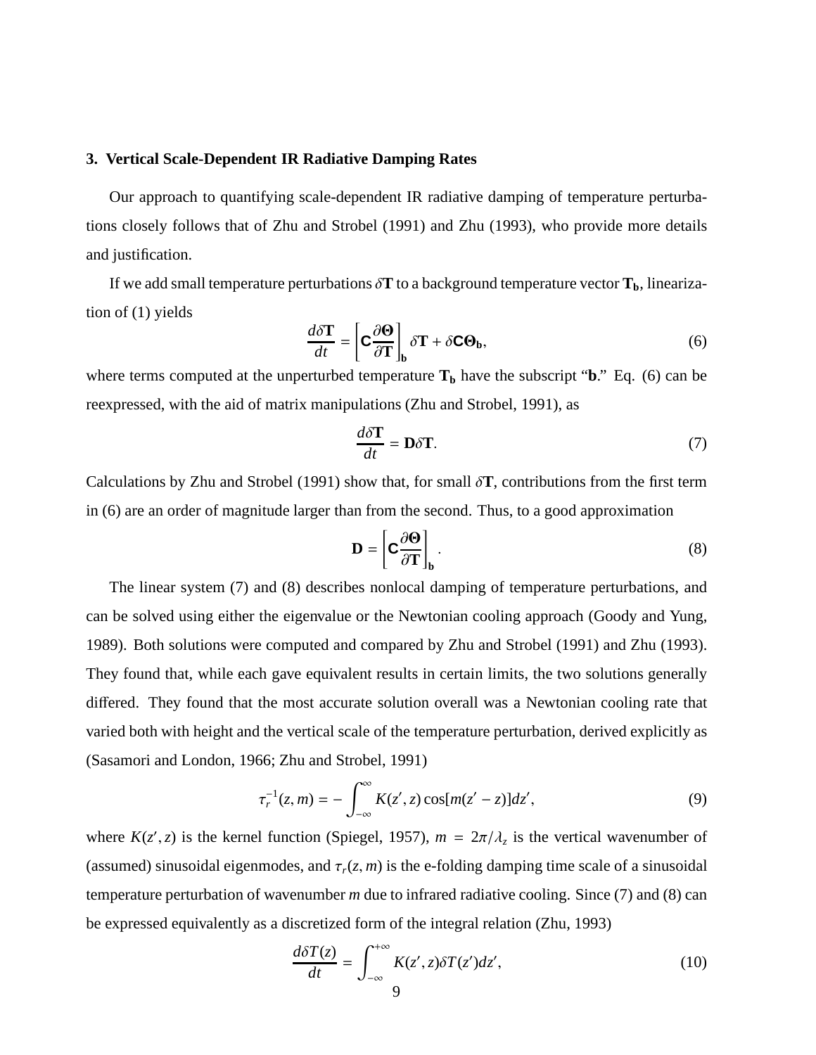### 3. Vertical Scale-Dependent IR Radiative Damping Rates

Our approach to quantifying scale-dependent IR radiative damping of temperature perturbations closely follows that of Zhu and Strobel (1991) and Zhu (1993), who provide more details and justification.

If we add small temperature perturbations $\delta\mathbf{T}$ to a background temperature vector $\mathbf{T_b}$, linearization of (1) yields

$$\frac{d\delta\mathbf{T}}{dt} = \left[\mathsf{C}\frac{\partial\mathbf{\Theta}}{\partial\mathbf{T}}\right]_{\mathbf{b}}\delta\mathbf{T} + \delta\mathsf{C}\mathbf{\Theta_b}, \tag{6}$$

where terms computed at the unperturbed temperature $\mathbf{T_b}$ have the subscript "**b**." Eq. (6) can be reexpressed, with the aid of matrix manipulations (Zhu and Strobel, 1991), as

$$\frac{d\delta\mathbf{T}}{dt} = \mathbf{D}\delta\mathbf{T}. \tag{7}$$

Calculations by Zhu and Strobel (1991) show that, for small $\delta\mathbf{T}$, contributions from the first term in (6) are an order of magnitude larger than from the second. Thus, to a good approximation

$$\mathbf{D} = \left[\mathsf{C}\frac{\partial\mathbf{\Theta}}{\partial\mathbf{T}}\right]_{\mathbf{b}}. \tag{8}$$

The linear system (7) and (8) describes nonlocal damping of temperature perturbations, and can be solved using either the eigenvalue or the Newtonian cooling approach (Goody and Yung, 1989). Both solutions were computed and compared by Zhu and Strobel (1991) and Zhu (1993). They found that, while each gave equivalent results in certain limits, the two solutions generally differed. They found that the most accurate solution overall was a Newtonian cooling rate that varied both with height and the vertical scale of the temperature perturbation, derived explicitly as (Sasamori and London, 1966; Zhu and Strobel, 1991)

$$\tau_r^{-1}(z,m) = -\int_{-\infty}^{\infty} K(z',z)\cos[m(z'-z)]dz', \tag{9}$$

where $K(z',z)$ is the kernel function (Spiegel, 1957), $m = 2\pi/\lambda_z$ is the vertical wavenumber of (assumed) sinusoidal eigenmodes, and $\tau_r(z,m)$ is the e-folding damping time scale of a sinusoidal temperature perturbation of wavenumber $m$ due to infrared radiative cooling. Since (7) and (8) can be expressed equivalently as a discretized form of the integral relation (Zhu, 1993)

$$\frac{d\delta T(z)}{dt} = \int_{-\infty}^{+\infty} K(z',z)\delta T(z')dz', \tag{10}$$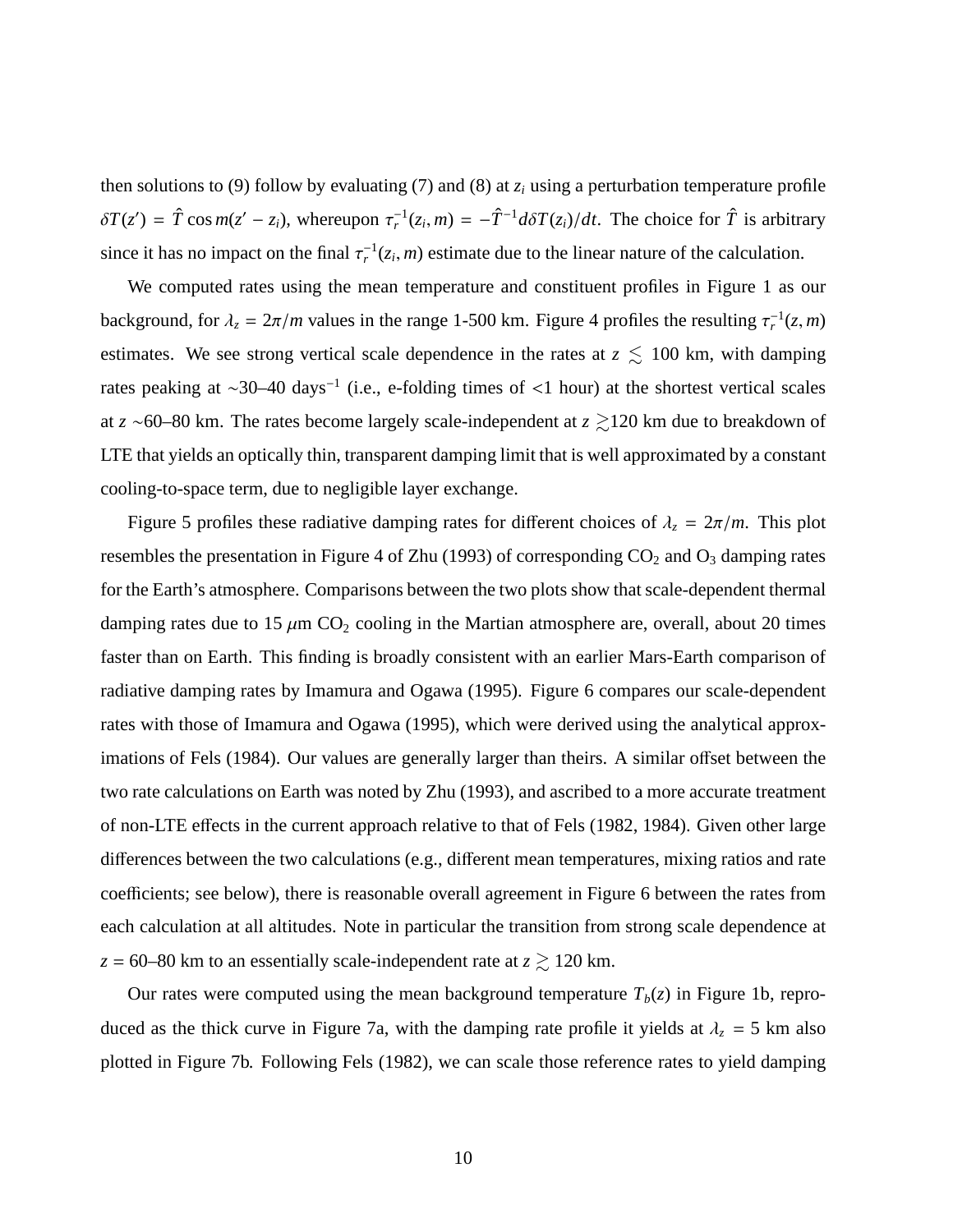then solutions to (9) follow by evaluating (7) and (8) at $z_i$ using a perturbation temperature profile $\delta T(z') = \hat{T} \cos m(z' - z_i)$, whereupon $\tau_r^{-1}(z_i, m) = -\hat{T}^{-1} d\delta T(z_i)/dt$. The choice for $\hat{T}$ is arbitrary since it has no impact on the final $\tau_r^{-1}(z_i, m)$ estimate due to the linear nature of the calculation.

We computed rates using the mean temperature and constituent profiles in Figure 1 as our background, for $\lambda_z = 2\pi/m$ values in the range 1-500 km. Figure 4 profiles the resulting $\tau_r^{-1}(z, m)$ estimates. We see strong vertical scale dependence in the rates at $z \lesssim 100$ km, with damping rates peaking at ~30–40 days$^{-1}$ (i.e., e-folding times of <1 hour) at the shortest vertical scales at $z$ ~60–80 km. The rates become largely scale-independent at $z \gtrsim$120 km due to breakdown of LTE that yields an optically thin, transparent damping limit that is well approximated by a constant cooling-to-space term, due to negligible layer exchange.

Figure 5 profiles these radiative damping rates for different choices of $\lambda_z = 2\pi/m$. This plot resembles the presentation in Figure 4 of Zhu (1993) of corresponding $CO_2$ and $O_3$ damping rates for the Earth's atmosphere. Comparisons between the two plots show that scale-dependent thermal damping rates due to 15 $\mu$m $CO_2$ cooling in the Martian atmosphere are, overall, about 20 times faster than on Earth. This finding is broadly consistent with an earlier Mars-Earth comparison of radiative damping rates by Imamura and Ogawa (1995). Figure 6 compares our scale-dependent rates with those of Imamura and Ogawa (1995), which were derived using the analytical approximations of Fels (1984). Our values are generally larger than theirs. A similar offset between the two rate calculations on Earth was noted by Zhu (1993), and ascribed to a more accurate treatment of non-LTE effects in the current approach relative to that of Fels (1982, 1984). Given other large differences between the two calculations (e.g., different mean temperatures, mixing ratios and rate coefficients; see below), there is reasonable overall agreement in Figure 6 between the rates from each calculation at all altitudes. Note in particular the transition from strong scale dependence at $z$ = 60–80 km to an essentially scale-independent rate at $z \gtrsim 120$ km.

Our rates were computed using the mean background temperature $T_b(z)$ in Figure 1b, reproduced as the thick curve in Figure 7a, with the damping rate profile it yields at $\lambda_z = 5$ km also plotted in Figure 7b. Following Fels (1982), we can scale those reference rates to yield damping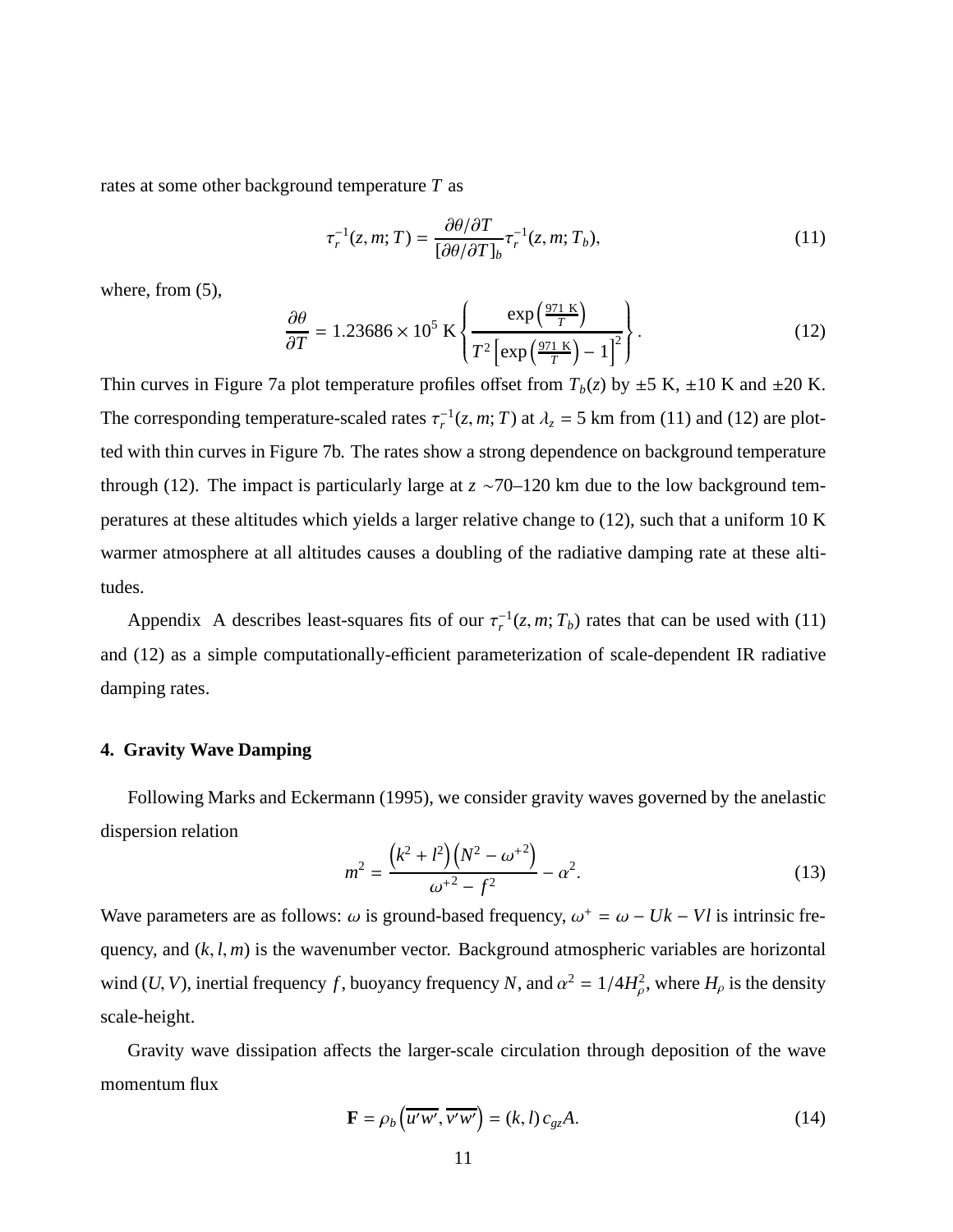rates at some other background temperature $T$ as

$$\tau_r^{-1}(z,m;T) = \frac{\partial\theta/\partial T}{[\partial\theta/\partial T]_b}\tau_r^{-1}(z,m;T_b), \tag{11}$$

where, from (5),

$$\frac{\partial\theta}{\partial T} = 1.23686\times10^5\ \mathrm{K}\left\{\frac{\exp\left(\frac{971\ \mathrm{K}}{T}\right)}{T^2\left[\exp\left(\frac{971\ \mathrm{K}}{T}\right)-1\right]^2}\right\}. \tag{12}$$

Thin curves in Figure 7a plot temperature profiles offset from $T_b(z)$ by $\pm5$ K, $\pm10$ K and $\pm20$ K. The corresponding temperature-scaled rates $\tau_r^{-1}(z,m;T)$ at $\lambda_z = 5$ km from (11) and (12) are plotted with thin curves in Figure 7b. The rates show a strong dependence on background temperature through (12). The impact is particularly large at $z$ ∼70–120 km due to the low background temperatures at these altitudes which yields a larger relative change to (12), such that a uniform 10 K warmer atmosphere at all altitudes causes a doubling of the radiative damping rate at these altitudes.

Appendix A describes least-squares fits of our $\tau_r^{-1}(z,m;T_b)$ rates that can be used with (11) and (12) as a simple computationally-efficient parameterization of scale-dependent IR radiative damping rates.

## 4. Gravity Wave Damping

Following Marks and Eckermann (1995), we consider gravity waves governed by the anelastic dispersion relation

$$m^2 = \frac{\left(k^2+l^2\right)\left(N^2-\omega^{+2}\right)}{\omega^{+2}-f^2} - \alpha^2. \tag{13}$$

Wave parameters are as follows: $\omega$ is ground-based frequency, $\omega^+ = \omega - Uk - Vl$ is intrinsic frequency, and $(k,l,m)$ is the wavenumber vector. Background atmospheric variables are horizontal wind $(U,V)$, inertial frequency $f$, buoyancy frequency $N$, and $\alpha^2 = 1/4H_\rho^2$, where $H_\rho$ is the density scale-height.

Gravity wave dissipation affects the larger-scale circulation through deposition of the wave momentum flux

$$\mathbf{F} = \rho_b\left(\overline{u'w'}, \overline{v'w'}\right) = (k,l)\,c_{gz}A. \tag{14}$$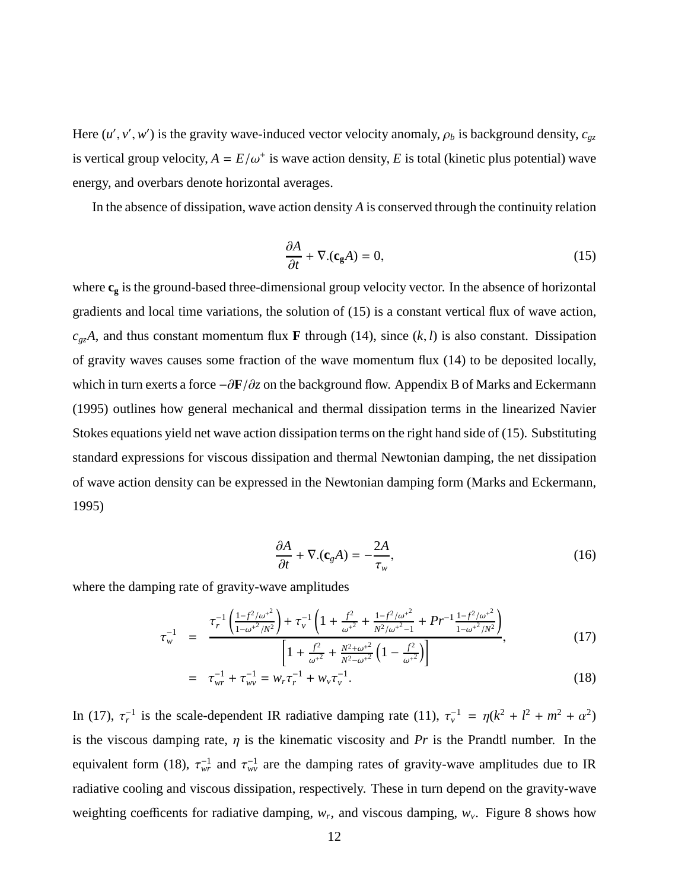Here $(u', v', w')$ is the gravity wave-induced vector velocity anomaly, $\rho_b$ is background density, $c_{gz}$ is vertical group velocity, $A = E/\omega^+$ is wave action density, $E$ is total (kinetic plus potential) wave energy, and overbars denote horizontal averages.

In the absence of dissipation, wave action density $A$ is conserved through the continuity relation

$$\frac{\partial A}{\partial t} + \nabla.(\mathbf{c_g} A) = 0, \tag{15}$$

where $\mathbf{c_g}$ is the ground-based three-dimensional group velocity vector. In the absence of horizontal gradients and local time variations, the solution of (15) is a constant vertical flux of wave action, $c_{gz}A$, and thus constant momentum flux $\mathbf{F}$ through (14), since $(k, l)$ is also constant. Dissipation of gravity waves causes some fraction of the wave momentum flux (14) to be deposited locally, which in turn exerts a force $-\partial \mathbf{F}/\partial z$ on the background flow. Appendix B of Marks and Eckermann (1995) outlines how general mechanical and thermal dissipation terms in the linearized Navier Stokes equations yield net wave action dissipation terms on the right hand side of (15). Substituting standard expressions for viscous dissipation and thermal Newtonian damping, the net dissipation of wave action density can be expressed in the Newtonian damping form (Marks and Eckermann, 1995)

$$\frac{\partial A}{\partial t} + \nabla.(\mathbf{c}_g A) = -\frac{2A}{\tau_w}, \tag{16}$$

where the damping rate of gravity-wave amplitudes

$$\tau_w^{-1} = \frac{\tau_r^{-1}\left(\frac{1-f^2/\omega^{+2}}{1-\omega^{+2}/N^2}\right) + \tau_v^{-1}\left(1 + \frac{f^2}{\omega^{+2}} + \frac{1-f^2/\omega^{+2}}{N^2/\omega^{+2}-1} + Pr^{-1}\frac{1-f^2/\omega^{+2}}{1-\omega^{+2}/N^2}\right)}{\left[1 + \frac{f^2}{\omega^{+2}} + \frac{N^2+\omega^{+2}}{N^2-\omega^{+2}}\left(1 - \frac{f^2}{\omega^{+2}}\right)\right]}, \tag{17}$$

$$= \tau_{wr}^{-1} + \tau_{wv}^{-1} = w_r\tau_r^{-1} + w_v\tau_v^{-1}. \tag{18}$$

In (17), $\tau_r^{-1}$ is the scale-dependent IR radiative damping rate (11), $\tau_v^{-1} = \eta(k^2 + l^2 + m^2 + \alpha^2)$ is the viscous damping rate, $\eta$ is the kinematic viscosity and $Pr$ is the Prandtl number. In the equivalent form (18), $\tau_{wr}^{-1}$ and $\tau_{wv}^{-1}$ are the damping rates of gravity-wave amplitudes due to IR radiative cooling and viscous dissipation, respectively. These in turn depend on the gravity-wave weighting coefficents for radiative damping, $w_r$, and viscous damping, $w_v$. Figure 8 shows how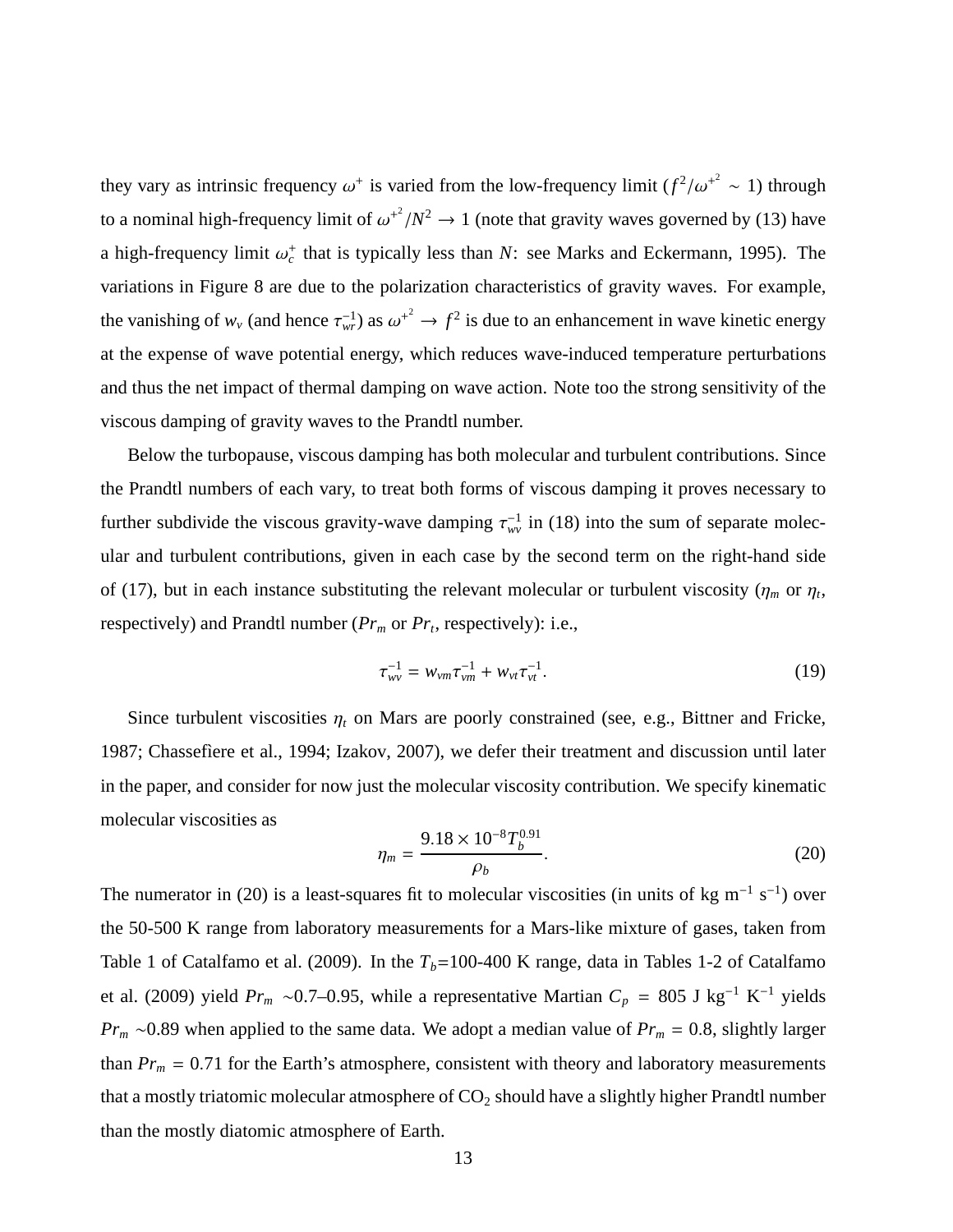they vary as intrinsic frequency $\omega^+$ is varied from the low-frequency limit ($f^2/\omega^{+^2} \sim 1$) through to a nominal high-frequency limit of $\omega^{+^2}/N^2 \to 1$ (note that gravity waves governed by (13) have a high-frequency limit $\omega_c^+$ that is typically less than $N$: see Marks and Eckermann, 1995). The variations in Figure 8 are due to the polarization characteristics of gravity waves. For example, the vanishing of $w_v$ (and hence $\tau_{wr}^{-1}$) as $\omega^{+^2} \to f^2$ is due to an enhancement in wave kinetic energy at the expense of wave potential energy, which reduces wave-induced temperature perturbations and thus the net impact of thermal damping on wave action. Note too the strong sensitivity of the viscous damping of gravity waves to the Prandtl number.

Below the turbopause, viscous damping has both molecular and turbulent contributions. Since the Prandtl numbers of each vary, to treat both forms of viscous damping it proves necessary to further subdivide the viscous gravity-wave damping $\tau_{wv}^{-1}$ in (18) into the sum of separate molecular and turbulent contributions, given in each case by the second term on the right-hand side of (17), but in each instance substituting the relevant molecular or turbulent viscosity ($\eta_m$ or $\eta_t$, respectively) and Prandtl number ($Pr_m$ or $Pr_t$, respectively): i.e.,

$$\tau_{wv}^{-1} = w_{vm}\tau_{vm}^{-1} + w_{vt}\tau_{vt}^{-1}. \tag{19}$$

Since turbulent viscosities $\eta_t$ on Mars are poorly constrained (see, e.g., Bittner and Fricke, 1987; Chassefière et al., 1994; Izakov, 2007), we defer their treatment and discussion until later in the paper, and consider for now just the molecular viscosity contribution. We specify kinematic molecular viscosities as

$$\eta_m = \frac{9.18 \times 10^{-8} T_b^{0.91}}{\rho_b}. \tag{20}$$

The numerator in (20) is a least-squares fit to molecular viscosities (in units of kg m$^{-1}$ s$^{-1}$) over the 50-500 K range from laboratory measurements for a Mars-like mixture of gases, taken from Table 1 of Catalfamo et al. (2009). In the $T_b$=100-400 K range, data in Tables 1-2 of Catalfamo et al. (2009) yield $Pr_m$ ~0.7–0.95, while a representative Martian $C_p = 805$ J kg$^{-1}$ K$^{-1}$ yields $Pr_m$ ~0.89 when applied to the same data. We adopt a median value of $Pr_m = 0.8$, slightly larger than $Pr_m = 0.71$ for the Earth's atmosphere, consistent with theory and laboratory measurements that a mostly triatomic molecular atmosphere of $CO_2$ should have a slightly higher Prandtl number than the mostly diatomic atmosphere of Earth.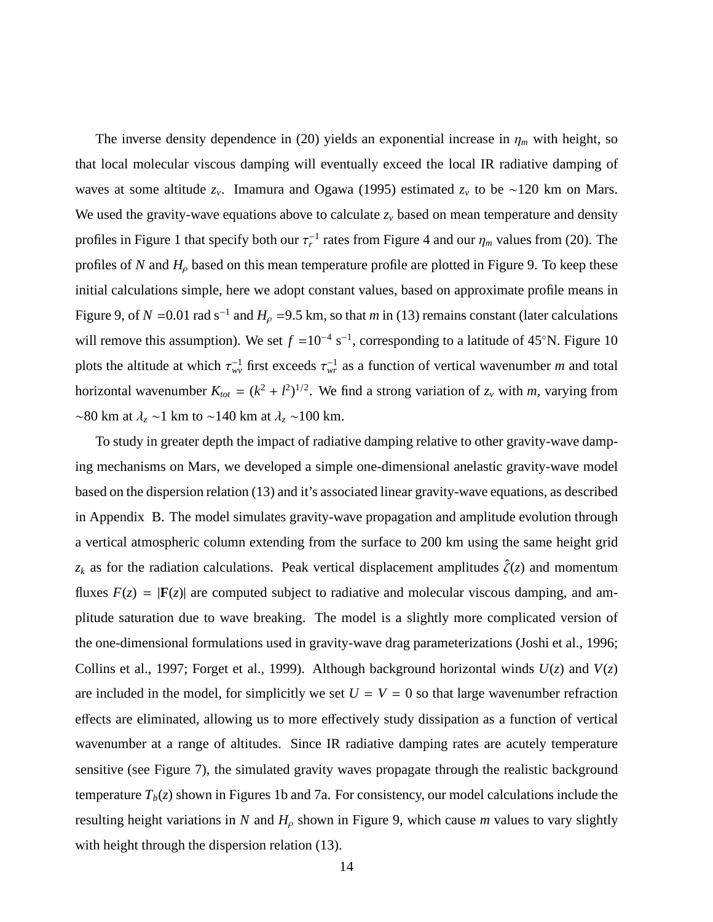The inverse density dependence in (20) yields an exponential increase in $\eta_m$ with height, so that local molecular viscous damping will eventually exceed the local IR radiative damping of waves at some altitude $z_v$. Imamura and Ogawa (1995) estimated $z_v$ to be ∼120 km on Mars. We used the gravity-wave equations above to calculate $z_v$ based on mean temperature and density profiles in Figure 1 that specify both our $\tau_r^{-1}$ rates from Figure 4 and our $\eta_m$ values from (20). The profiles of $N$ and $H_\rho$ based on this mean temperature profile are plotted in Figure 9. To keep these initial calculations simple, here we adopt constant values, based on approximate profile means in Figure 9, of $N$ =0.01 rad s$^{-1}$ and $H_\rho$ =9.5 km, so that $m$ in (13) remains constant (later calculations will remove this assumption). We set $f$ =10$^{-4}$ s$^{-1}$, corresponding to a latitude of 45°N. Figure 10 plots the altitude at which $\tau_{wv}^{-1}$ first exceeds $\tau_{wr}^{-1}$ as a function of vertical wavenumber $m$ and total horizontal wavenumber $K_{tot} = (k^2 + l^2)^{1/2}$. We find a strong variation of $z_v$ with $m$, varying from ∼80 km at $\lambda_z$ ∼1 km to ∼140 km at $\lambda_z$ ∼100 km.

To study in greater depth the impact of radiative damping relative to other gravity-wave damping mechanisms on Mars, we developed a simple one-dimensional anelastic gravity-wave model based on the dispersion relation (13) and it's associated linear gravity-wave equations, as described in Appendix B. The model simulates gravity-wave propagation and amplitude evolution through a vertical atmospheric column extending from the surface to 200 km using the same height grid $z_k$ as for the radiation calculations. Peak vertical displacement amplitudes $\hat{\zeta}(z)$ and momentum fluxes $F(z) = |\mathbf{F}(z)|$ are computed subject to radiative and molecular viscous damping, and amplitude saturation due to wave breaking. The model is a slightly more complicated version of the one-dimensional formulations used in gravity-wave drag parameterizations (Joshi et al., 1996; Collins et al., 1997; Forget et al., 1999). Although background horizontal winds $U(z)$ and $V(z)$ are included in the model, for simplicitly we set $U = V = 0$ so that large wavenumber refraction effects are eliminated, allowing us to more effectively study dissipation as a function of vertical wavenumber at a range of altitudes. Since IR radiative damping rates are acutely temperature sensitive (see Figure 7), the simulated gravity waves propagate through the realistic background temperature $T_b(z)$ shown in Figures 1b and 7a. For consistency, our model calculations include the resulting height variations in $N$ and $H_\rho$ shown in Figure 9, which cause $m$ values to vary slightly with height through the dispersion relation (13).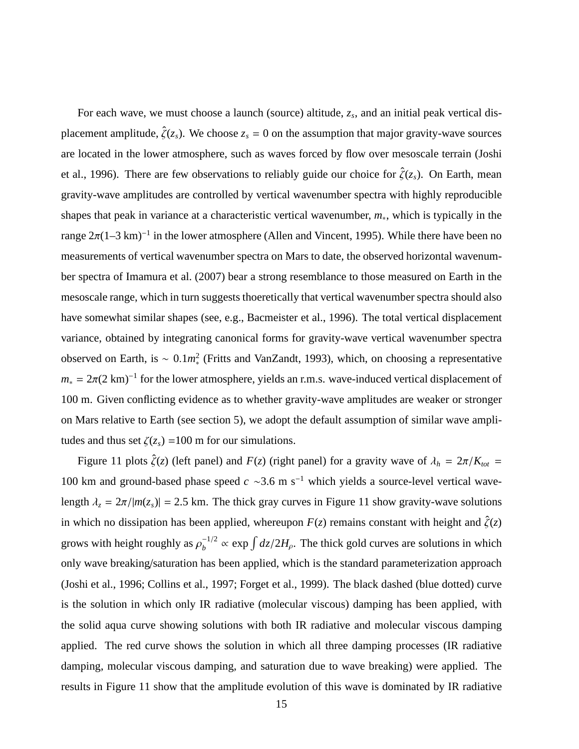For each wave, we must choose a launch (source) altitude, $z_s$, and an initial peak vertical displacement amplitude, $\hat{\zeta}(z_s)$. We choose $z_s = 0$ on the assumption that major gravity-wave sources are located in the lower atmosphere, such as waves forced by flow over mesoscale terrain (Joshi et al., 1996). There are few observations to reliably guide our choice for $\hat{\zeta}(z_s)$. On Earth, mean gravity-wave amplitudes are controlled by vertical wavenumber spectra with highly reproducible shapes that peak in variance at a characteristic vertical wavenumber, $m_*$, which is typically in the range $2\pi(1\text{–}3 \text{ km})^{-1}$ in the lower atmosphere (Allen and Vincent, 1995). While there have been no measurements of vertical wavenumber spectra on Mars to date, the observed horizontal wavenumber spectra of Imamura et al. (2007) bear a strong resemblance to those measured on Earth in the mesoscale range, which in turn suggests thoeretically that vertical wavenumber spectra should also have somewhat similar shapes (see, e.g., Bacmeister et al., 1996). The total vertical displacement variance, obtained by integrating canonical forms for gravity-wave vertical wavenumber spectra observed on Earth, is $\sim 0.1 m_*^2$ (Fritts and VanZandt, 1993), which, on choosing a representative $m_* = 2\pi(2 \text{ km})^{-1}$ for the lower atmosphere, yields an r.m.s. wave-induced vertical displacement of 100 m. Given conflicting evidence as to whether gravity-wave amplitudes are weaker or stronger on Mars relative to Earth (see section 5), we adopt the default assumption of similar wave amplitudes and thus set $\zeta(z_s)$ =100 m for our simulations.

Figure 11 plots $\hat{\zeta}(z)$ (left panel) and $F(z)$ (right panel) for a gravity wave of $\lambda_h = 2\pi/K_{tot} =$ 100 km and ground-based phase speed $c$ ~3.6 m s$^{-1}$ which yields a source-level vertical wavelength $\lambda_z = 2\pi/|m(z_s)| = 2.5$ km. The thick gray curves in Figure 11 show gravity-wave solutions in which no dissipation has been applied, whereupon $F(z)$ remains constant with height and $\hat{\zeta}(z)$ grows with height roughly as $\rho_b^{-1/2} \propto \exp \int dz/2H_\rho$. The thick gold curves are solutions in which only wave breaking/saturation has been applied, which is the standard parameterization approach (Joshi et al., 1996; Collins et al., 1997; Forget et al., 1999). The black dashed (blue dotted) curve is the solution in which only IR radiative (molecular viscous) damping has been applied, with the solid aqua curve showing solutions with both IR radiative and molecular viscous damping applied. The red curve shows the solution in which all three damping processes (IR radiative damping, molecular viscous damping, and saturation due to wave breaking) were applied. The results in Figure 11 show that the amplitude evolution of this wave is dominated by IR radiative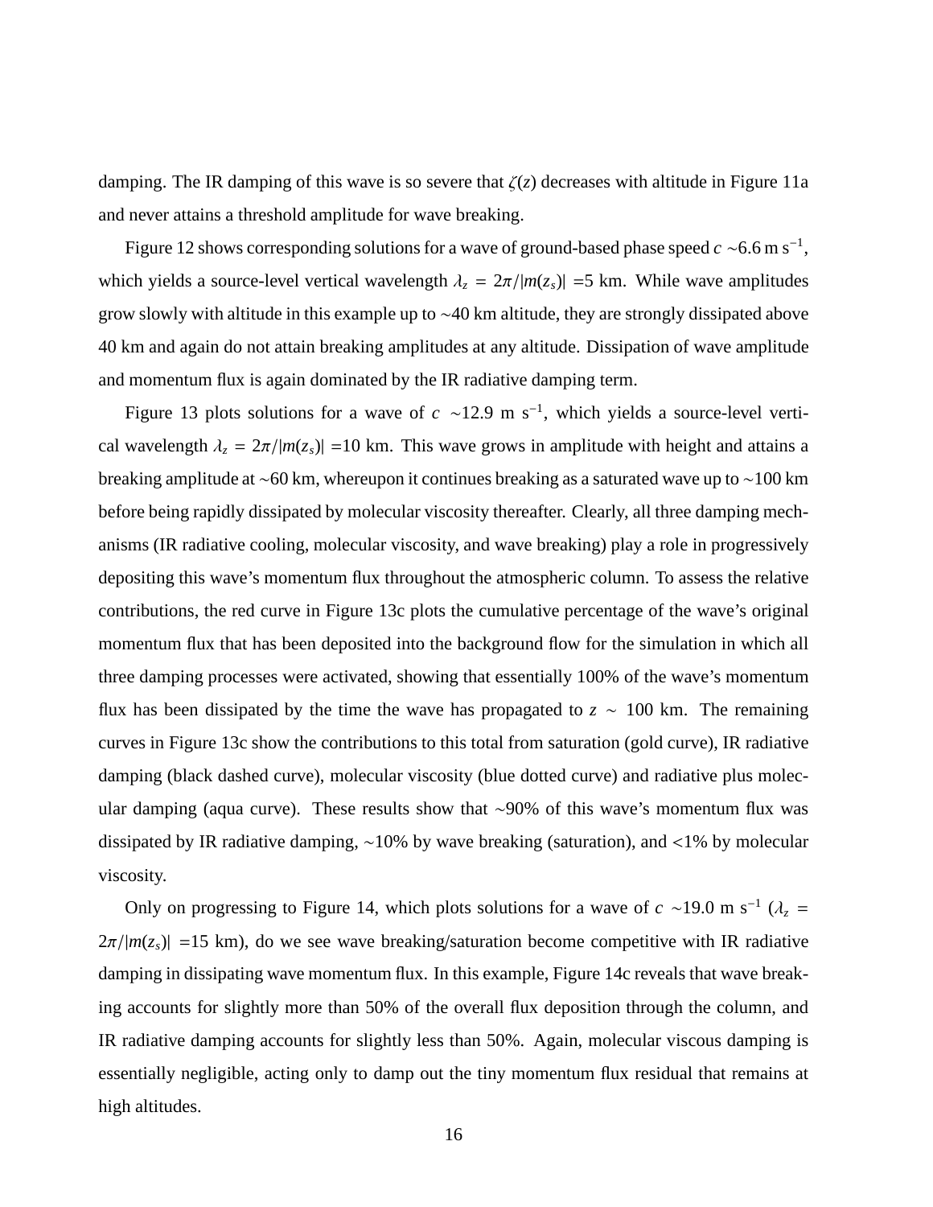damping. The IR damping of this wave is so severe that $\zeta(z)$ decreases with altitude in Figure 11a and never attains a threshold amplitude for wave breaking.

Figure 12 shows corresponding solutions for a wave of ground-based phase speed $c$ ~6.6 m s$^{-1}$, which yields a source-level vertical wavelength $\lambda_z = 2\pi/|m(z_s)|$ =5 km. While wave amplitudes grow slowly with altitude in this example up to ~40 km altitude, they are strongly dissipated above 40 km and again do not attain breaking amplitudes at any altitude. Dissipation of wave amplitude and momentum flux is again dominated by the IR radiative damping term.

Figure 13 plots solutions for a wave of $c$ ~12.9 m s$^{-1}$, which yields a source-level vertical wavelength $\lambda_z = 2\pi/|m(z_s)|$ =10 km. This wave grows in amplitude with height and attains a breaking amplitude at ~60 km, whereupon it continues breaking as a saturated wave up to ~100 km before being rapidly dissipated by molecular viscosity thereafter. Clearly, all three damping mechanisms (IR radiative cooling, molecular viscosity, and wave breaking) play a role in progressively depositing this wave's momentum flux throughout the atmospheric column. To assess the relative contributions, the red curve in Figure 13c plots the cumulative percentage of the wave's original momentum flux that has been deposited into the background flow for the simulation in which all three damping processes were activated, showing that essentially 100% of the wave's momentum flux has been dissipated by the time the wave has propagated to $z$ ~ 100 km. The remaining curves in Figure 13c show the contributions to this total from saturation (gold curve), IR radiative damping (black dashed curve), molecular viscosity (blue dotted curve) and radiative plus molecular damping (aqua curve). These results show that ~90% of this wave's momentum flux was dissipated by IR radiative damping, ~10% by wave breaking (saturation), and <1% by molecular viscosity.

Only on progressing to Figure 14, which plots solutions for a wave of $c$ ~19.0 m s$^{-1}$ ($\lambda_z$ = $2\pi/|m(z_s)|$ =15 km), do we see wave breaking/saturation become competitive with IR radiative damping in dissipating wave momentum flux. In this example, Figure 14c reveals that wave breaking accounts for slightly more than 50% of the overall flux deposition through the column, and IR radiative damping accounts for slightly less than 50%. Again, molecular viscous damping is essentially negligible, acting only to damp out the tiny momentum flux residual that remains at high altitudes.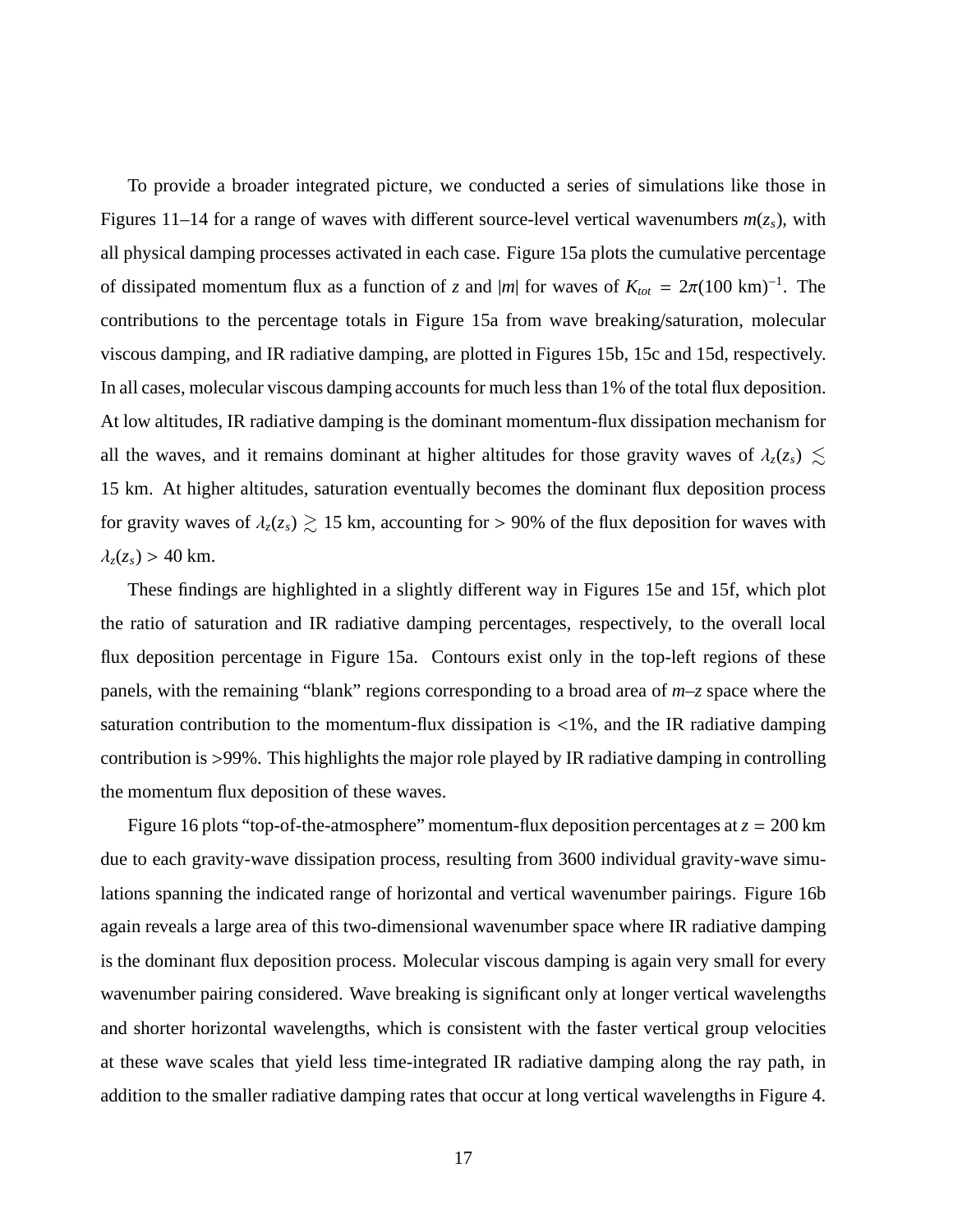To provide a broader integrated picture, we conducted a series of simulations like those in Figures 11–14 for a range of waves with different source-level vertical wavenumbers $m(z_s)$, with all physical damping processes activated in each case. Figure 15a plots the cumulative percentage of dissipated momentum flux as a function of $z$ and $|m|$ for waves of $K_{tot} = 2\pi(100 \text{ km})^{-1}$. The contributions to the percentage totals in Figure 15a from wave breaking/saturation, molecular viscous damping, and IR radiative damping, are plotted in Figures 15b, 15c and 15d, respectively. In all cases, molecular viscous damping accounts for much less than 1% of the total flux deposition. At low altitudes, IR radiative damping is the dominant momentum-flux dissipation mechanism for all the waves, and it remains dominant at higher altitudes for those gravity waves of $\lambda_z(z_s) \lesssim 15$ km. At higher altitudes, saturation eventually becomes the dominant flux deposition process for gravity waves of $\lambda_z(z_s) \gtrsim 15$ km, accounting for > 90% of the flux deposition for waves with $\lambda_z(z_s) > 40$ km.

These findings are highlighted in a slightly different way in Figures 15e and 15f, which plot the ratio of saturation and IR radiative damping percentages, respectively, to the overall local flux deposition percentage in Figure 15a. Contours exist only in the top-left regions of these panels, with the remaining "blank" regions corresponding to a broad area of $m$–$z$ space where the saturation contribution to the momentum-flux dissipation is <1%, and the IR radiative damping contribution is >99%. This highlights the major role played by IR radiative damping in controlling the momentum flux deposition of these waves.

Figure 16 plots "top-of-the-atmosphere" momentum-flux deposition percentages at $z = 200$ km due to each gravity-wave dissipation process, resulting from 3600 individual gravity-wave simulations spanning the indicated range of horizontal and vertical wavenumber pairings. Figure 16b again reveals a large area of this two-dimensional wavenumber space where IR radiative damping is the dominant flux deposition process. Molecular viscous damping is again very small for every wavenumber pairing considered. Wave breaking is significant only at longer vertical wavelengths and shorter horizontal wavelengths, which is consistent with the faster vertical group velocities at these wave scales that yield less time-integrated IR radiative damping along the ray path, in addition to the smaller radiative damping rates that occur at long vertical wavelengths in Figure 4.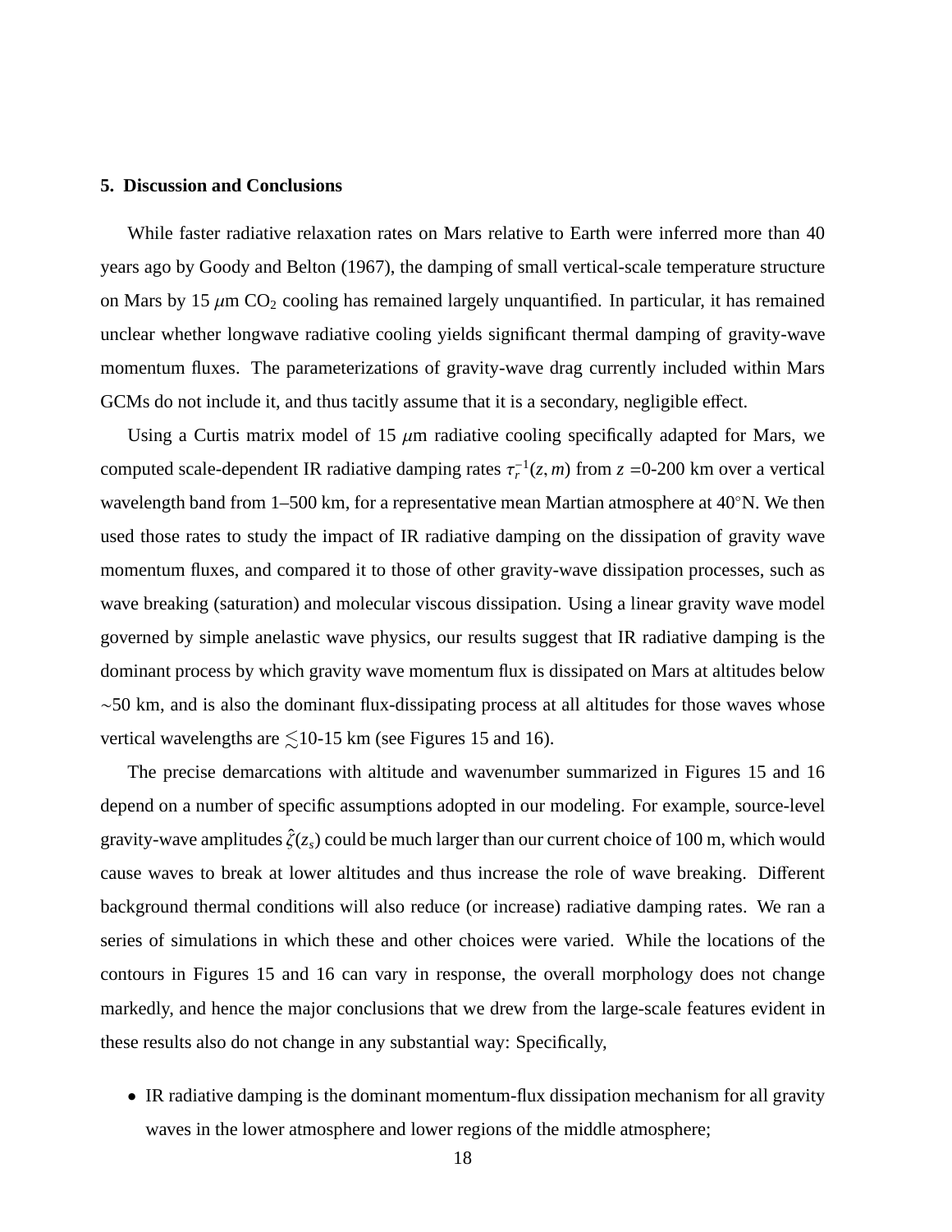## 5. Discussion and Conclusions

While faster radiative relaxation rates on Mars relative to Earth were inferred more than 40 years ago by Goody and Belton (1967), the damping of small vertical-scale temperature structure on Mars by 15 $\mu$m $CO_2$ cooling has remained largely unquantified. In particular, it has remained unclear whether longwave radiative cooling yields significant thermal damping of gravity-wave momentum fluxes. The parameterizations of gravity-wave drag currently included within Mars GCMs do not include it, and thus tacitly assume that it is a secondary, negligible effect.

Using a Curtis matrix model of 15 $\mu$m radiative cooling specifically adapted for Mars, we computed scale-dependent IR radiative damping rates $\tau_r^{-1}(z, m)$ from $z$ =0-200 km over a vertical wavelength band from 1–500 km, for a representative mean Martian atmosphere at 40°N. We then used those rates to study the impact of IR radiative damping on the dissipation of gravity wave momentum fluxes, and compared it to those of other gravity-wave dissipation processes, such as wave breaking (saturation) and molecular viscous dissipation. Using a linear gravity wave model governed by simple anelastic wave physics, our results suggest that IR radiative damping is the dominant process by which gravity wave momentum flux is dissipated on Mars at altitudes below ~50 km, and is also the dominant flux-dissipating process at all altitudes for those waves whose vertical wavelengths are $\lesssim$10-15 km (see Figures 15 and 16).

The precise demarcations with altitude and wavenumber summarized in Figures 15 and 16 depend on a number of specific assumptions adopted in our modeling. For example, source-level gravity-wave amplitudes $\hat{\zeta}(z_s)$ could be much larger than our current choice of 100 m, which would cause waves to break at lower altitudes and thus increase the role of wave breaking. Different background thermal conditions will also reduce (or increase) radiative damping rates. We ran a series of simulations in which these and other choices were varied. While the locations of the contours in Figures 15 and 16 can vary in response, the overall morphology does not change markedly, and hence the major conclusions that we drew from the large-scale features evident in these results also do not change in any substantial way: Specifically,

- IR radiative damping is the dominant momentum-flux dissipation mechanism for all gravity waves in the lower atmosphere and lower regions of the middle atmosphere;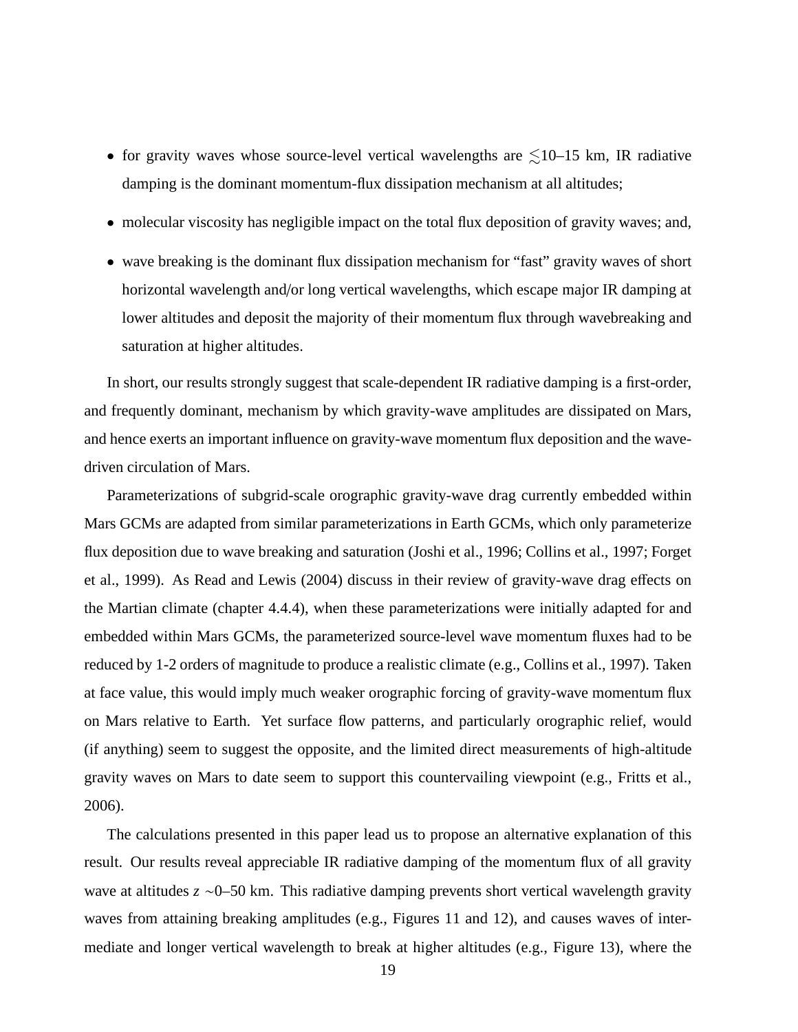- for gravity waves whose source-level vertical wavelengths are $\lesssim$10–15 km, IR radiative damping is the dominant momentum-flux dissipation mechanism at all altitudes;
- molecular viscosity has negligible impact on the total flux deposition of gravity waves; and,
- wave breaking is the dominant flux dissipation mechanism for "fast" gravity waves of short horizontal wavelength and/or long vertical wavelengths, which escape major IR damping at lower altitudes and deposit the majority of their momentum flux through wavebreaking and saturation at higher altitudes.

In short, our results strongly suggest that scale-dependent IR radiative damping is a first-order, and frequently dominant, mechanism by which gravity-wave amplitudes are dissipated on Mars, and hence exerts an important influence on gravity-wave momentum flux deposition and the wave-driven circulation of Mars.

Parameterizations of subgrid-scale orographic gravity-wave drag currently embedded within Mars GCMs are adapted from similar parameterizations in Earth GCMs, which only parameterize flux deposition due to wave breaking and saturation (Joshi et al., 1996; Collins et al., 1997; Forget et al., 1999). As Read and Lewis (2004) discuss in their review of gravity-wave drag effects on the Martian climate (chapter 4.4.4), when these parameterizations were initially adapted for and embedded within Mars GCMs, the parameterized source-level wave momentum fluxes had to be reduced by 1-2 orders of magnitude to produce a realistic climate (e.g., Collins et al., 1997). Taken at face value, this would imply much weaker orographic forcing of gravity-wave momentum flux on Mars relative to Earth. Yet surface flow patterns, and particularly orographic relief, would (if anything) seem to suggest the opposite, and the limited direct measurements of high-altitude gravity waves on Mars to date seem to support this countervailing viewpoint (e.g., Fritts et al., 2006).

The calculations presented in this paper lead us to propose an alternative explanation of this result. Our results reveal appreciable IR radiative damping of the momentum flux of all gravity wave at altitudes $z \sim$0–50 km. This radiative damping prevents short vertical wavelength gravity waves from attaining breaking amplitudes (e.g., Figures 11 and 12), and causes waves of intermediate and longer vertical wavelength to break at higher altitudes (e.g., Figure 13), where the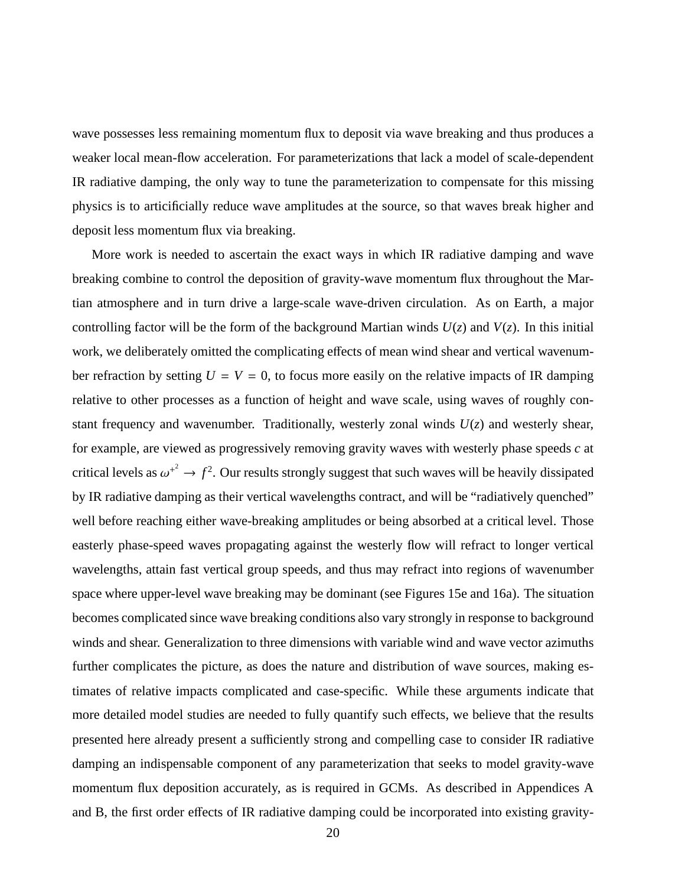wave possesses less remaining momentum flux to deposit via wave breaking and thus produces a weaker local mean-flow acceleration. For parameterizations that lack a model of scale-dependent IR radiative damping, the only way to tune the parameterization to compensate for this missing physics is to articificially reduce wave amplitudes at the source, so that waves break higher and deposit less momentum flux via breaking.

More work is needed to ascertain the exact ways in which IR radiative damping and wave breaking combine to control the deposition of gravity-wave momentum flux throughout the Martian atmosphere and in turn drive a large-scale wave-driven circulation. As on Earth, a major controlling factor will be the form of the background Martian winds $U(z)$ and $V(z)$. In this initial work, we deliberately omitted the complicating effects of mean wind shear and vertical wavenumber refraction by setting $U = V = 0$, to focus more easily on the relative impacts of IR damping relative to other processes as a function of height and wave scale, using waves of roughly constant frequency and wavenumber. Traditionally, westerly zonal winds $U(z)$ and westerly shear, for example, are viewed as progressively removing gravity waves with westerly phase speeds $c$ at critical levels as $\omega^{+^2} \rightarrow f^2$. Our results strongly suggest that such waves will be heavily dissipated by IR radiative damping as their vertical wavelengths contract, and will be "radiatively quenched" well before reaching either wave-breaking amplitudes or being absorbed at a critical level. Those easterly phase-speed waves propagating against the westerly flow will refract to longer vertical wavelengths, attain fast vertical group speeds, and thus may refract into regions of wavenumber space where upper-level wave breaking may be dominant (see Figures 15e and 16a). The situation becomes complicated since wave breaking conditions also vary strongly in response to background winds and shear. Generalization to three dimensions with variable wind and wave vector azimuths further complicates the picture, as does the nature and distribution of wave sources, making estimates of relative impacts complicated and case-specific. While these arguments indicate that more detailed model studies are needed to fully quantify such effects, we believe that the results presented here already present a sufficiently strong and compelling case to consider IR radiative damping an indispensable component of any parameterization that seeks to model gravity-wave momentum flux deposition accurately, as is required in GCMs. As described in Appendices A and B, the first order effects of IR radiative damping could be incorporated into existing gravity-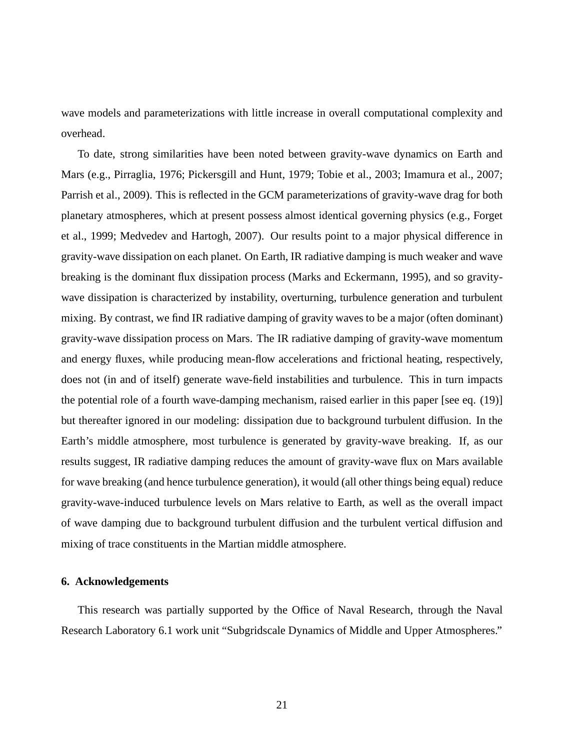wave models and parameterizations with little increase in overall computational complexity and overhead.

To date, strong similarities have been noted between gravity-wave dynamics on Earth and Mars (e.g., Pirraglia, 1976; Pickersgill and Hunt, 1979; Tobie et al., 2003; Imamura et al., 2007; Parrish et al., 2009). This is reflected in the GCM parameterizations of gravity-wave drag for both planetary atmospheres, which at present possess almost identical governing physics (e.g., Forget et al., 1999; Medvedev and Hartogh, 2007). Our results point to a major physical difference in gravity-wave dissipation on each planet. On Earth, IR radiative damping is much weaker and wave breaking is the dominant flux dissipation process (Marks and Eckermann, 1995), and so gravity-wave dissipation is characterized by instability, overturning, turbulence generation and turbulent mixing. By contrast, we find IR radiative damping of gravity waves to be a major (often dominant) gravity-wave dissipation process on Mars. The IR radiative damping of gravity-wave momentum and energy fluxes, while producing mean-flow accelerations and frictional heating, respectively, does not (in and of itself) generate wave-field instabilities and turbulence. This in turn impacts the potential role of a fourth wave-damping mechanism, raised earlier in this paper [see eq. (19)] but thereafter ignored in our modeling: dissipation due to background turbulent diffusion. In the Earth's middle atmosphere, most turbulence is generated by gravity-wave breaking. If, as our results suggest, IR radiative damping reduces the amount of gravity-wave flux on Mars available for wave breaking (and hence turbulence generation), it would (all other things being equal) reduce gravity-wave-induced turbulence levels on Mars relative to Earth, as well as the overall impact of wave damping due to background turbulent diffusion and the turbulent vertical diffusion and mixing of trace constituents in the Martian middle atmosphere.

## 6. Acknowledgements

This research was partially supported by the Office of Naval Research, through the Naval Research Laboratory 6.1 work unit "Subgridscale Dynamics of Middle and Upper Atmospheres."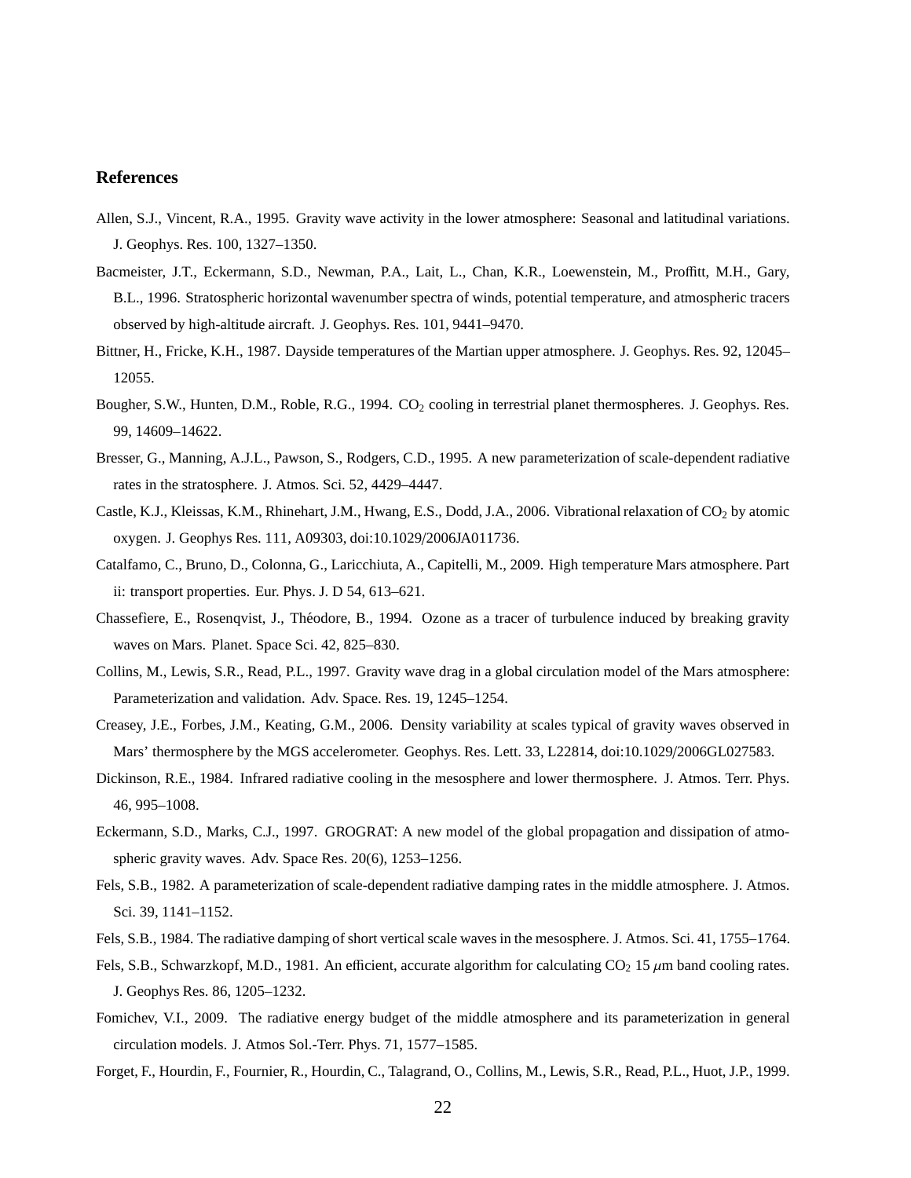## References

Allen, S.J., Vincent, R.A., 1995. Gravity wave activity in the lower atmosphere: Seasonal and latitudinal variations. J. Geophys. Res. 100, 1327–1350.

Bacmeister, J.T., Eckermann, S.D., Newman, P.A., Lait, L., Chan, K.R., Loewenstein, M., Proffitt, M.H., Gary, B.L., 1996. Stratospheric horizontal wavenumber spectra of winds, potential temperature, and atmospheric tracers observed by high-altitude aircraft. J. Geophys. Res. 101, 9441–9470.

Bittner, H., Fricke, K.H., 1987. Dayside temperatures of the Martian upper atmosphere. J. Geophys. Res. 92, 12045–12055.

Bougher, S.W., Hunten, D.M., Roble, R.G., 1994. $CO_2$ cooling in terrestrial planet thermospheres. J. Geophys. Res. 99, 14609–14622.

Bresser, G., Manning, A.J.L., Pawson, S., Rodgers, C.D., 1995. A new parameterization of scale-dependent radiative rates in the stratosphere. J. Atmos. Sci. 52, 4429–4447.

Castle, K.J., Kleissas, K.M., Rhinehart, J.M., Hwang, E.S., Dodd, J.A., 2006. Vibrational relaxation of $CO_2$ by atomic oxygen. J. Geophys Res. 111, A09303, doi:10.1029/2006JA011736.

Catalfamo, C., Bruno, D., Colonna, G., Laricchiuta, A., Capitelli, M., 2009. High temperature Mars atmosphere. Part ii: transport properties. Eur. Phys. J. D 54, 613–621.

Chassefière, E., Rosenqvist, J., Théodore, B., 1994. Ozone as a tracer of turbulence induced by breaking gravity waves on Mars. Planet. Space Sci. 42, 825–830.

Collins, M., Lewis, S.R., Read, P.L., 1997. Gravity wave drag in a global circulation model of the Mars atmosphere: Parameterization and validation. Adv. Space. Res. 19, 1245–1254.

Creasey, J.E., Forbes, J.M., Keating, G.M., 2006. Density variability at scales typical of gravity waves observed in Mars' thermosphere by the MGS accelerometer. Geophys. Res. Lett. 33, L22814, doi:10.1029/2006GL027583.

Dickinson, R.E., 1984. Infrared radiative cooling in the mesosphere and lower thermosphere. J. Atmos. Terr. Phys. 46, 995–1008.

Eckermann, S.D., Marks, C.J., 1997. GROGRAT: A new model of the global propagation and dissipation of atmospheric gravity waves. Adv. Space Res. 20(6), 1253–1256.

Fels, S.B., 1982. A parameterization of scale-dependent radiative damping rates in the middle atmosphere. J. Atmos. Sci. 39, 1141–1152.

Fels, S.B., 1984. The radiative damping of short vertical scale waves in the mesosphere. J. Atmos. Sci. 41, 1755–1764.

Fels, S.B., Schwarzkopf, M.D., 1981. An efficient, accurate algorithm for calculating $CO_2$ 15 $\mu$m band cooling rates. J. Geophys Res. 86, 1205–1232.

Fomichev, V.I., 2009. The radiative energy budget of the middle atmosphere and its parameterization in general circulation models. J. Atmos Sol.-Terr. Phys. 71, 1577–1585.

Forget, F., Hourdin, F., Fournier, R., Hourdin, C., Talagrand, O., Collins, M., Lewis, S.R., Read, P.L., Huot, J.P., 1999.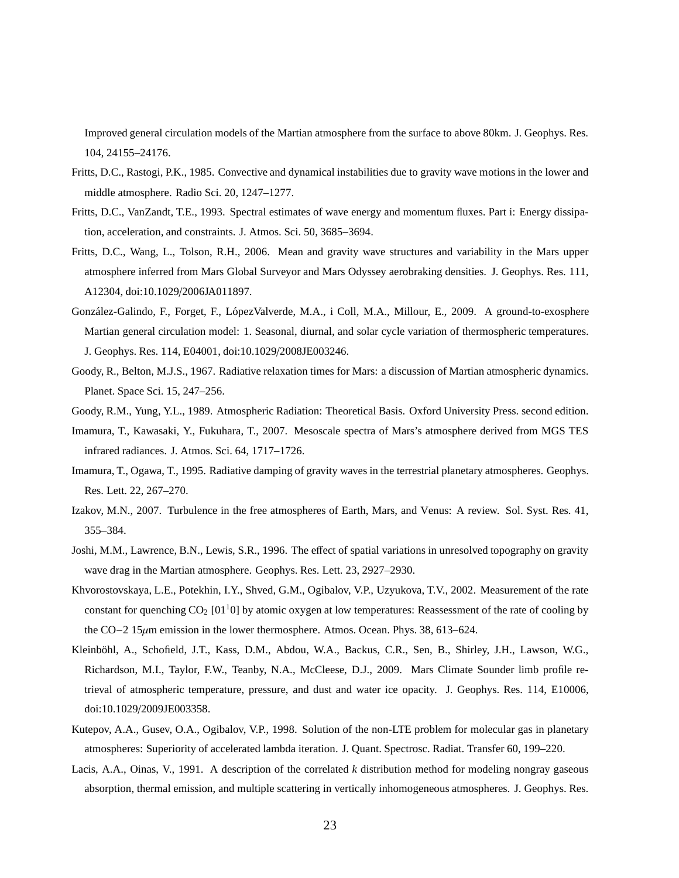Improved general circulation models of the Martian atmosphere from the surface to above 80km. J. Geophys. Res. 104, 24155–24176.

Fritts, D.C., Rastogi, P.K., 1985. Convective and dynamical instabilities due to gravity wave motions in the lower and middle atmosphere. Radio Sci. 20, 1247–1277.

Fritts, D.C., VanZandt, T.E., 1993. Spectral estimates of wave energy and momentum fluxes. Part i: Energy dissipation, acceleration, and constraints. J. Atmos. Sci. 50, 3685–3694.

Fritts, D.C., Wang, L., Tolson, R.H., 2006. Mean and gravity wave structures and variability in the Mars upper atmosphere inferred from Mars Global Surveyor and Mars Odyssey aerobraking densities. J. Geophys. Res. 111, A12304, doi:10.1029/2006JA011897.

González-Galindo, F., Forget, F., LópezValverde, M.A., i Coll, M.A., Millour, E., 2009. A ground-to-exosphere Martian general circulation model: 1. Seasonal, diurnal, and solar cycle variation of thermospheric temperatures. J. Geophys. Res. 114, E04001, doi:10.1029/2008JE003246.

Goody, R., Belton, M.J.S., 1967. Radiative relaxation times for Mars: a discussion of Martian atmospheric dynamics. Planet. Space Sci. 15, 247–256.

Goody, R.M., Yung, Y.L., 1989. Atmospheric Radiation: Theoretical Basis. Oxford University Press. second edition.

Imamura, T., Kawasaki, Y., Fukuhara, T., 2007. Mesoscale spectra of Mars's atmosphere derived from MGS TES infrared radiances. J. Atmos. Sci. 64, 1717–1726.

Imamura, T., Ogawa, T., 1995. Radiative damping of gravity waves in the terrestrial planetary atmospheres. Geophys. Res. Lett. 22, 267–270.

Izakov, M.N., 2007. Turbulence in the free atmospheres of Earth, Mars, and Venus: A review. Sol. Syst. Res. 41, 355–384.

Joshi, M.M., Lawrence, B.N., Lewis, S.R., 1996. The effect of spatial variations in unresolved topography on gravity wave drag in the Martian atmosphere. Geophys. Res. Lett. 23, 2927–2930.

Khvorostovskaya, L.E., Potekhin, I.Y., Shved, G.M., Ogibalov, V.P., Uzyukova, T.V., 2002. Measurement of the rate constant for quenching $CO_2$ [$01^10$] by atomic oxygen at low temperatures: Reassessment of the rate of cooling by the CO−2 15$\mu$m emission in the lower thermosphere. Atmos. Ocean. Phys. 38, 613–624.

Kleinböhl, A., Schofield, J.T., Kass, D.M., Abdou, W.A., Backus, C.R., Sen, B., Shirley, J.H., Lawson, W.G., Richardson, M.I., Taylor, F.W., Teanby, N.A., McCleese, D.J., 2009. Mars Climate Sounder limb profile retrieval of atmospheric temperature, pressure, and dust and water ice opacity. J. Geophys. Res. 114, E10006, doi:10.1029/2009JE003358.

Kutepov, A.A., Gusev, O.A., Ogibalov, V.P., 1998. Solution of the non-LTE problem for molecular gas in planetary atmospheres: Superiority of accelerated lambda iteration. J. Quant. Spectrosc. Radiat. Transfer 60, 199–220.

Lacis, A.A., Oinas, V., 1991. A description of the correlated *k* distribution method for modeling nongray gaseous absorption, thermal emission, and multiple scattering in vertically inhomogeneous atmospheres. J. Geophys. Res.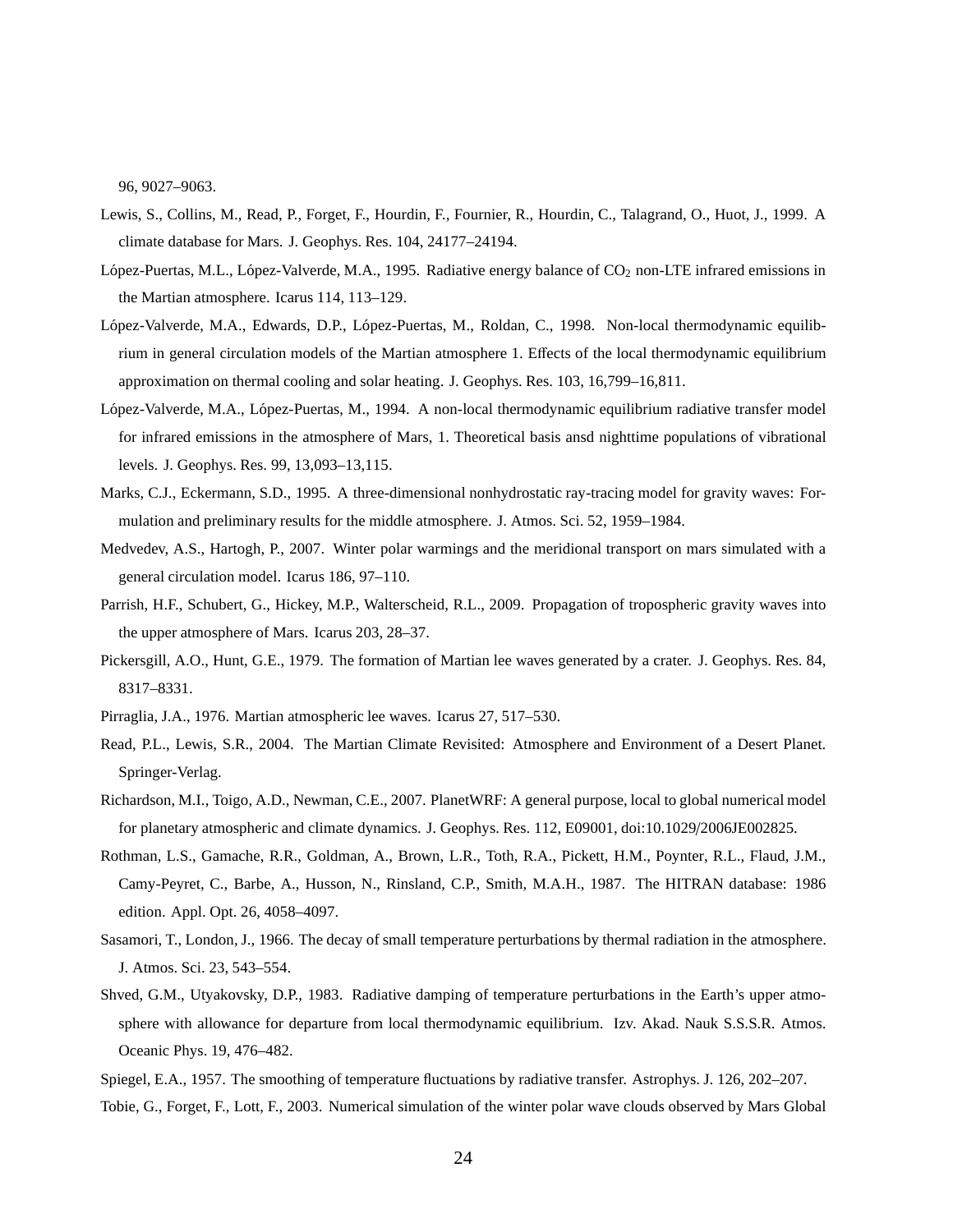96, 9027–9063.

Lewis, S., Collins, M., Read, P., Forget, F., Hourdin, F., Fournier, R., Hourdin, C., Talagrand, O., Huot, J., 1999. A climate database for Mars. J. Geophys. Res. 104, 24177–24194.

López-Puertas, M.L., López-Valverde, M.A., 1995. Radiative energy balance of $CO_2$ non-LTE infrared emissions in the Martian atmosphere. Icarus 114, 113–129.

López-Valverde, M.A., Edwards, D.P., López-Puertas, M., Roldan, C., 1998. Non-local thermodynamic equilibrium in general circulation models of the Martian atmosphere 1. Effects of the local thermodynamic equilibrium approximation on thermal cooling and solar heating. J. Geophys. Res. 103, 16,799–16,811.

López-Valverde, M.A., López-Puertas, M., 1994. A non-local thermodynamic equilibrium radiative transfer model for infrared emissions in the atmosphere of Mars, 1. Theoretical basis ansd nighttime populations of vibrational levels. J. Geophys. Res. 99, 13,093–13,115.

Marks, C.J., Eckermann, S.D., 1995. A three-dimensional nonhydrostatic ray-tracing model for gravity waves: Formulation and preliminary results for the middle atmosphere. J. Atmos. Sci. 52, 1959–1984.

Medvedev, A.S., Hartogh, P., 2007. Winter polar warmings and the meridional transport on mars simulated with a general circulation model. Icarus 186, 97–110.

Parrish, H.F., Schubert, G., Hickey, M.P., Walterscheid, R.L., 2009. Propagation of tropospheric gravity waves into the upper atmosphere of Mars. Icarus 203, 28–37.

Pickersgill, A.O., Hunt, G.E., 1979. The formation of Martian lee waves generated by a crater. J. Geophys. Res. 84, 8317–8331.

Pirraglia, J.A., 1976. Martian atmospheric lee waves. Icarus 27, 517–530.

Read, P.L., Lewis, S.R., 2004. The Martian Climate Revisited: Atmosphere and Environment of a Desert Planet. Springer-Verlag.

Richardson, M.I., Toigo, A.D., Newman, C.E., 2007. PlanetWRF: A general purpose, local to global numerical model for planetary atmospheric and climate dynamics. J. Geophys. Res. 112, E09001, doi:10.1029/2006JE002825.

Rothman, L.S., Gamache, R.R., Goldman, A., Brown, L.R., Toth, R.A., Pickett, H.M., Poynter, R.L., Flaud, J.M., Camy-Peyret, C., Barbe, A., Husson, N., Rinsland, C.P., Smith, M.A.H., 1987. The HITRAN database: 1986 edition. Appl. Opt. 26, 4058–4097.

Sasamori, T., London, J., 1966. The decay of small temperature perturbations by thermal radiation in the atmosphere. J. Atmos. Sci. 23, 543–554.

Shved, G.M., Utyakovsky, D.P., 1983. Radiative damping of temperature perturbations in the Earth's upper atmosphere with allowance for departure from local thermodynamic equilibrium. Izv. Akad. Nauk S.S.S.R. Atmos. Oceanic Phys. 19, 476–482.

Spiegel, E.A., 1957. The smoothing of temperature fluctuations by radiative transfer. Astrophys. J. 126, 202–207.

Tobie, G., Forget, F., Lott, F., 2003. Numerical simulation of the winter polar wave clouds observed by Mars Global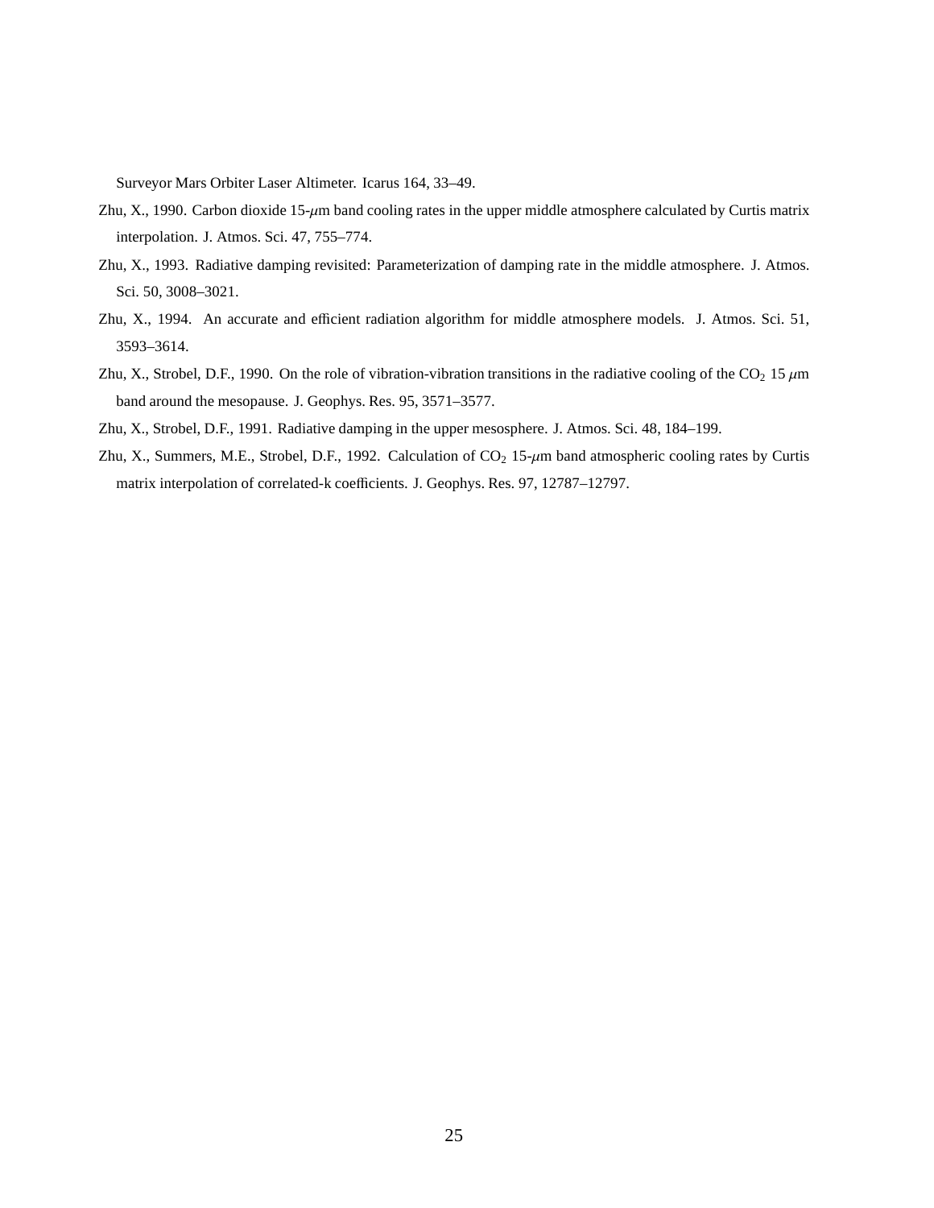Surveyor Mars Orbiter Laser Altimeter. Icarus 164, 33–49.

Zhu, X., 1990. Carbon dioxide 15-$\mu$m band cooling rates in the upper middle atmosphere calculated by Curtis matrix interpolation. J. Atmos. Sci. 47, 755–774.

Zhu, X., 1993. Radiative damping revisited: Parameterization of damping rate in the middle atmosphere. J. Atmos. Sci. 50, 3008–3021.

Zhu, X., 1994. An accurate and efficient radiation algorithm for middle atmosphere models. J. Atmos. Sci. 51, 3593–3614.

Zhu, X., Strobel, D.F., 1990. On the role of vibration-vibration transitions in the radiative cooling of the $CO_2$ 15 $\mu$m band around the mesopause. J. Geophys. Res. 95, 3571–3577.

Zhu, X., Strobel, D.F., 1991. Radiative damping in the upper mesosphere. J. Atmos. Sci. 48, 184–199.

Zhu, X., Summers, M.E., Strobel, D.F., 1992. Calculation of $CO_2$ 15-$\mu$m band atmospheric cooling rates by Curtis matrix interpolation of correlated-k coefficients. J. Geophys. Res. 97, 12787–12797.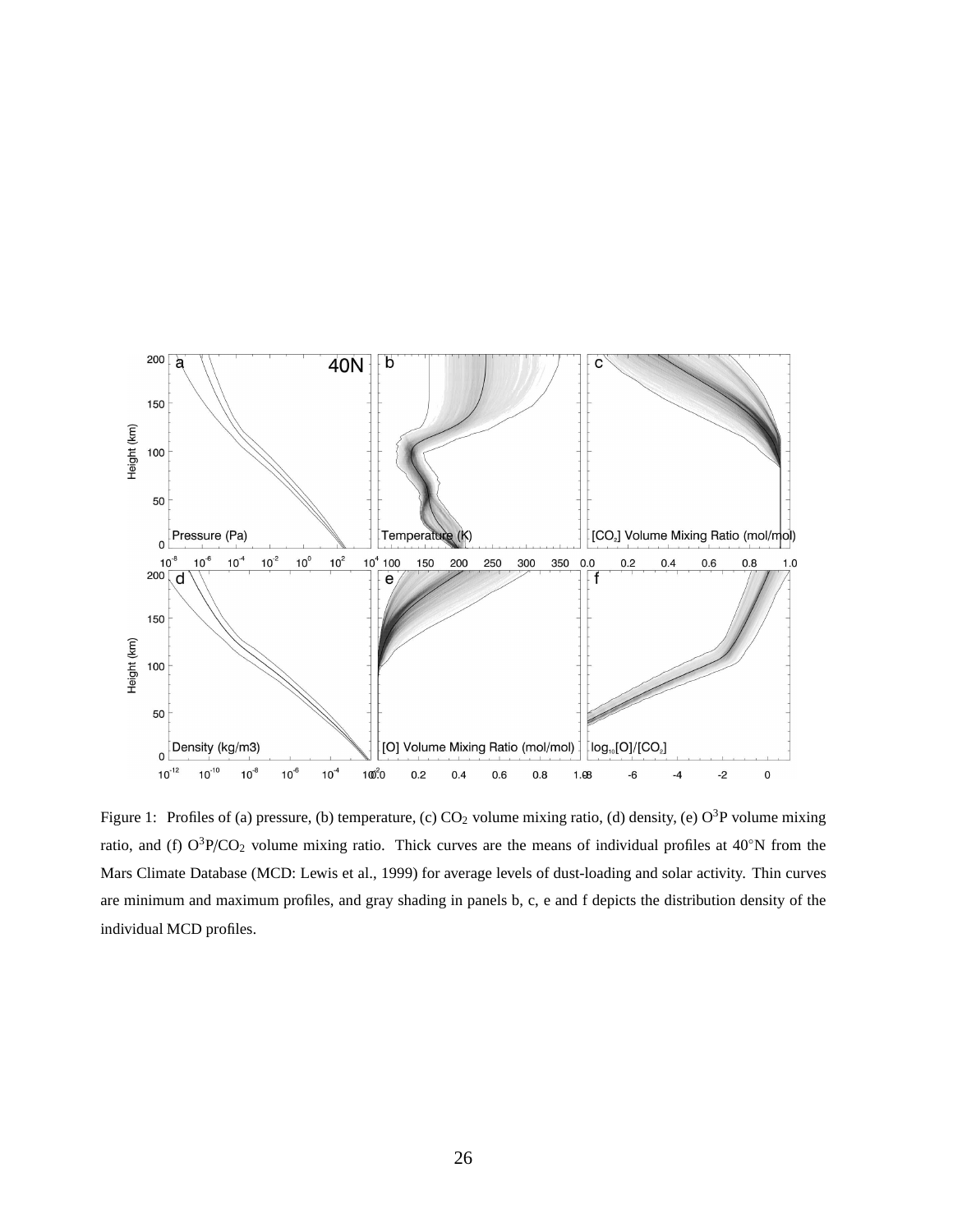200 a 40N
150
100
50
0
Height (km)
Pressure (Pa)
$10^{-8}$ $10^{-6}$ $10^{-4}$ $10^{-2}$ $10^{0}$ $10^{2}$ $10^{4}$

b
Temperature (K)
100 150 200 250 300 350

c
$[CO_2]$ Volume Mixing Ratio (mol/mol)
0.0 0.2 0.4 0.6 0.8 1.0

200 d
150
100
50
0
Height (km)
Density (kg/m3)
$10^{-12}$ $10^{-10}$ $10^{-8}$ $10^{-6}$ $10^{-4}$ $10^{-2}$

e
[O] Volume Mixing Ratio (mol/mol)
0.0 0.2 0.4 0.6 0.8 1.0

f
$\log_{10}[O]/[CO_2]$
-8 -6 -4 -2 0

Figure 1: Profiles of (a) pressure, (b) temperature, (c) $CO_2$ volume mixing ratio, (d) density, (e) $O^3P$ volume mixing ratio, and (f) $O^3P/CO_2$ volume mixing ratio. Thick curves are the means of individual profiles at 40°N from the Mars Climate Database (MCD: Lewis et al., 1999) for average levels of dust-loading and solar activity. Thin curves are minimum and maximum profiles, and gray shading in panels b, c, e and f depicts the distribution density of the individual MCD profiles.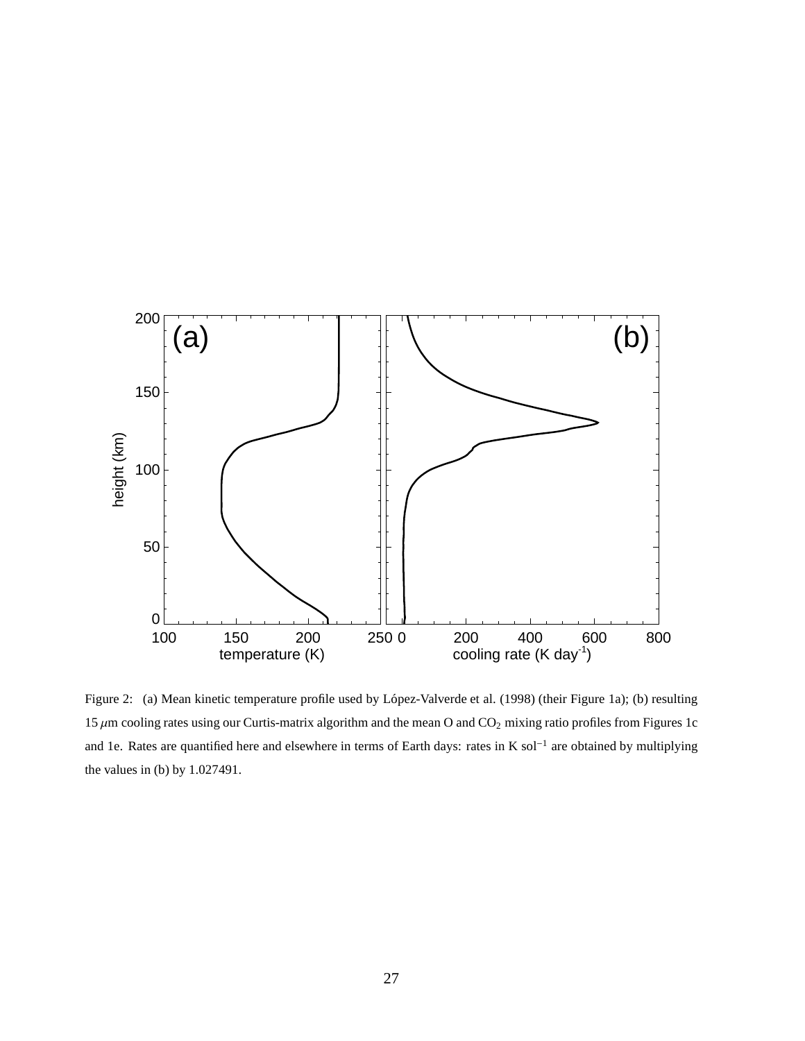(a)

(b)

height (km)

200

150

100

50

0

100 150 200 250

temperature (K)

0 200 400 600 800

cooling rate (K day$^{-1}$)

Figure 2: (a) Mean kinetic temperature profile used by López-Valverde et al. (1998) (their Figure 1a); (b) resulting 15 $\mu$m cooling rates using our Curtis-matrix algorithm and the mean O and $CO_2$ mixing ratio profiles from Figures 1c and 1e. Rates are quantified here and elsewhere in terms of Earth days: rates in K sol$^{-1}$ are obtained by multiplying the values in (b) by 1.027491.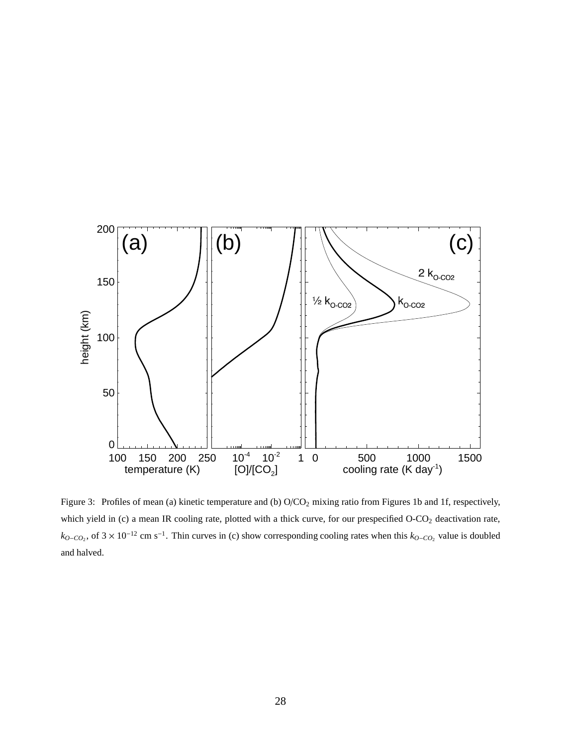200

(a)

(b)

(c)

150

100

50

0

height (km)

100 150 200 250

temperature (K)

$10^{-4}$ $10^{-2}$ 1

[O]/[$CO_2$]

0 500 1000 1500

cooling rate (K $day^{-1}$)

2 $k_{O\text{-}CO2}$

½ $k_{O\text{-}CO2}$

$k_{O\text{-}CO2}$

Figure 3: Profiles of mean (a) kinetic temperature and (b) O/$CO_2$ mixing ratio from Figures 1b and 1f, respectively, which yield in (c) a mean IR cooling rate, plotted with a thick curve, for our prespecified O-$CO_2$ deactivation rate, $k_{O-CO_2}$, of $3 \times 10^{-12}$ cm $s^{-1}$. Thin curves in (c) show corresponding cooling rates when this $k_{O-CO_2}$ value is doubled and halved.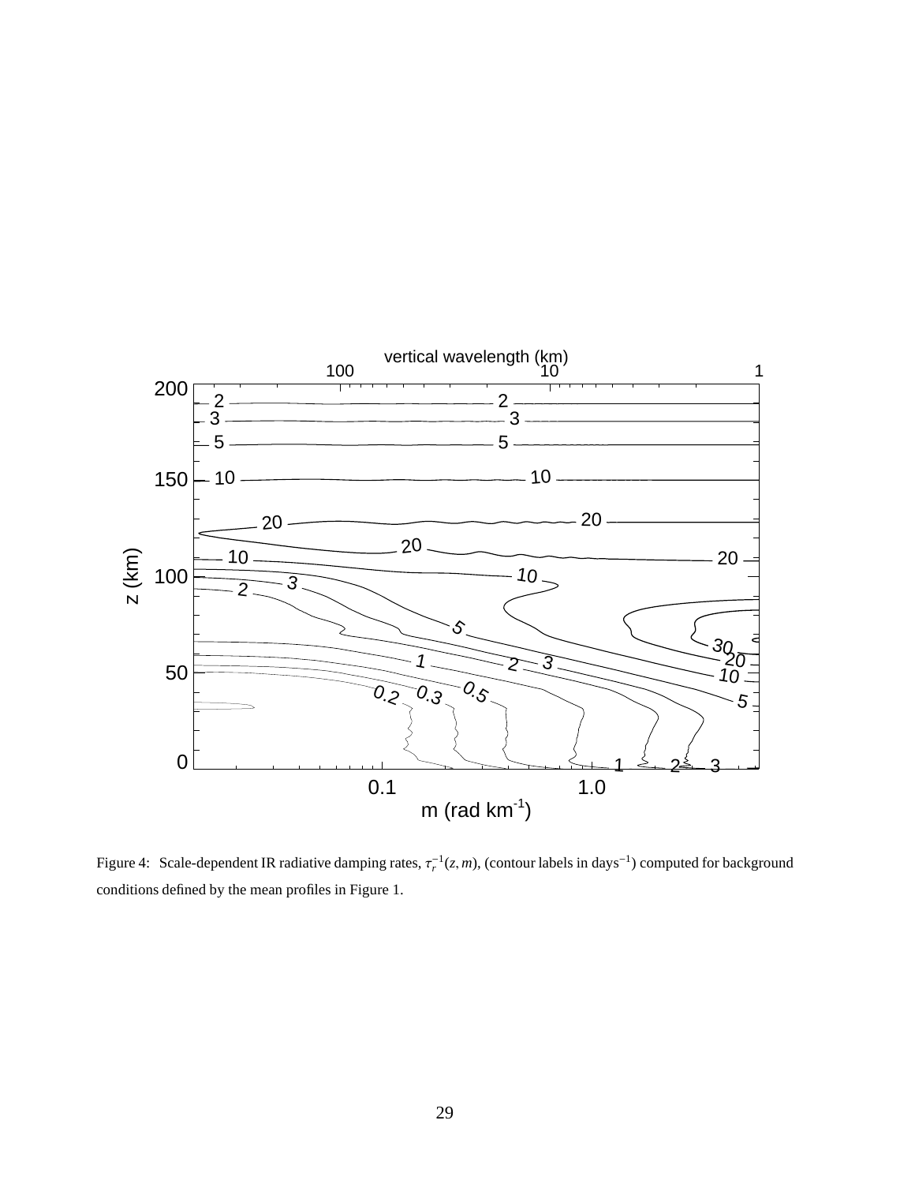vertical wavelength (km)

100

10

1

200

150

100

50

0

z (km)

0.1

1.0

m (rad km$^{-1}$)

2

3

5

10

20

20

10

20

10

3

2

5

1

2

3

0.2

0.3

0.5

30

20

10

5

1

2

3

Figure 4: Scale-dependent IR radiative damping rates, $\tau_r^{-1}(z, m)$, (contour labels in days$^{-1}$) computed for background conditions defined by the mean profiles in Figure 1.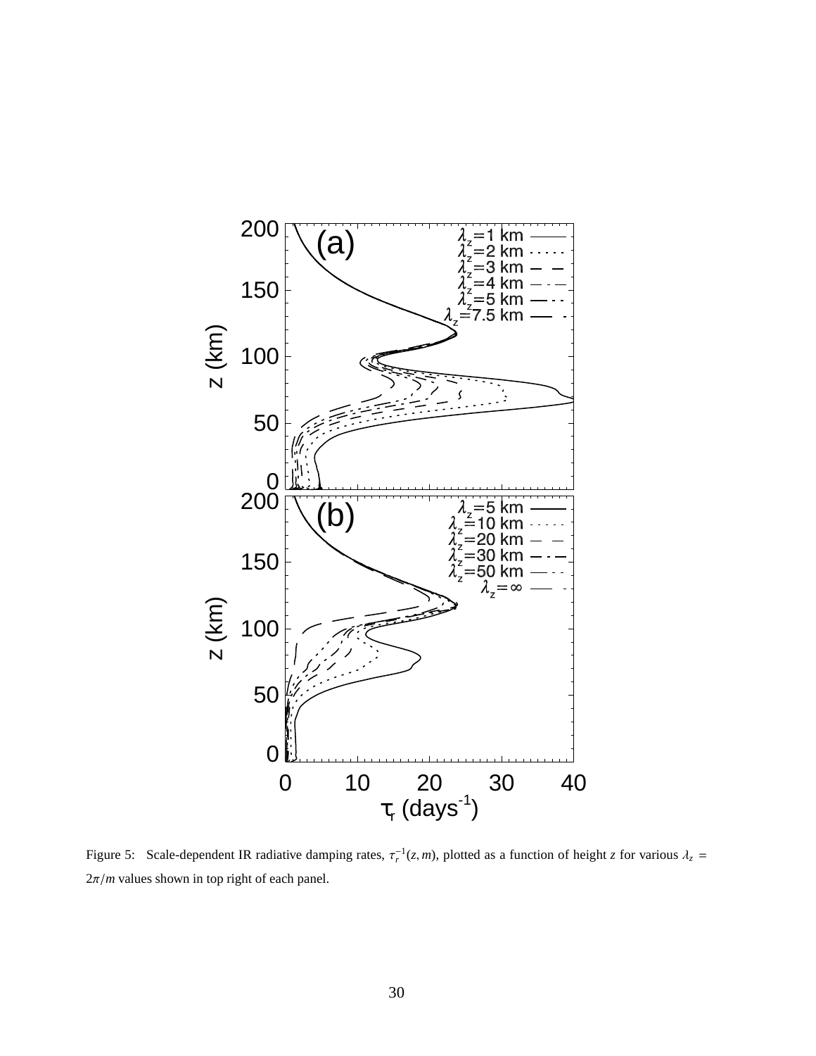200
150
100
50
0
z (km)
(a)
$\lambda_z$=1 km
$\lambda_z$=2 km
$\lambda_z$=3 km
$\lambda_z$=4 km
$\lambda_z$=5 km
$\lambda_z$=7.5 km

200
150
100
50
0
z (km)
(b)
$\lambda_z$=5 km
$\lambda_z$=10 km
$\lambda_z$=20 km
$\lambda_z$=30 km
$\lambda_z$=50 km
$\lambda_z=\infty$

0 10 20 30 40
$\tau_r$ (days$^{-1}$)

Figure 5: Scale-dependent IR radiative damping rates, $\tau_r^{-1}(z, m)$, plotted as a function of height $z$ for various $\lambda_z = 2\pi/m$ values shown in top right of each panel.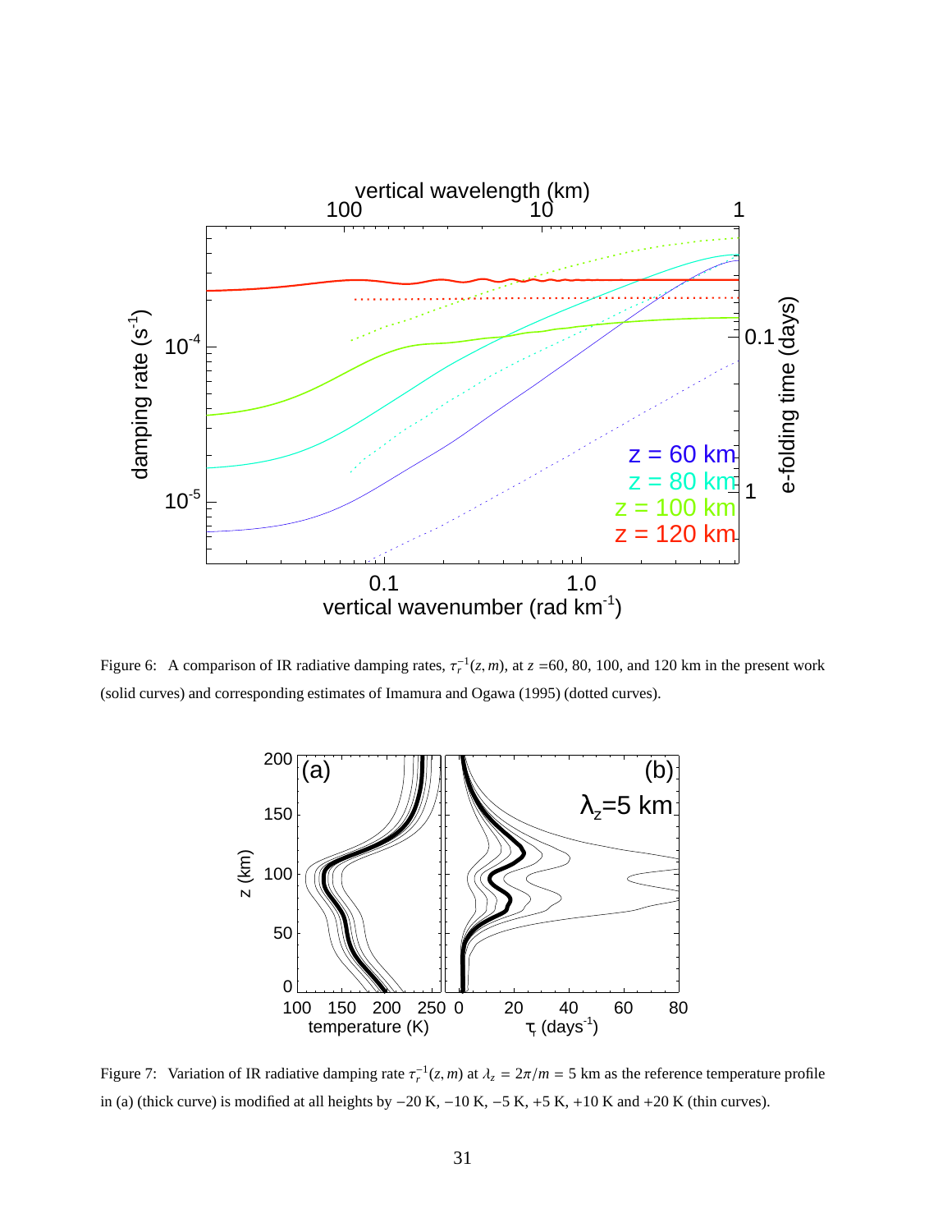vertical wavelength (km)

100 10 1

damping rate (s$^{-1}$)

$10^{-4}$

$10^{-5}$

e-folding time (days)

0.1

1

z = 60 km

z = 80 km

z = 100 km

z = 120 km

0.1 1.0

vertical wavenumber (rad km$^{-1}$)

Figure 6: A comparison of IR radiative damping rates, $\tau_r^{-1}(z, m)$, at $z$ =60, 80, 100, and 120 km in the present work (solid curves) and corresponding estimates of Imamura and Ogawa (1995) (dotted curves).

(a)

(b)

$\lambda_z$=5 km

z (km)

200

150

100

50

0

100 150 200 250

temperature (K)

0 20 40 60 80

$\tau_r$ (days$^{-1}$)

Figure 7: Variation of IR radiative damping rate $\tau_r^{-1}(z, m)$ at $\lambda_z = 2\pi/m = 5$ km as the reference temperature profile in (a) (thick curve) is modified at all heights by −20 K, −10 K, −5 K, +5 K, +10 K and +20 K (thin curves).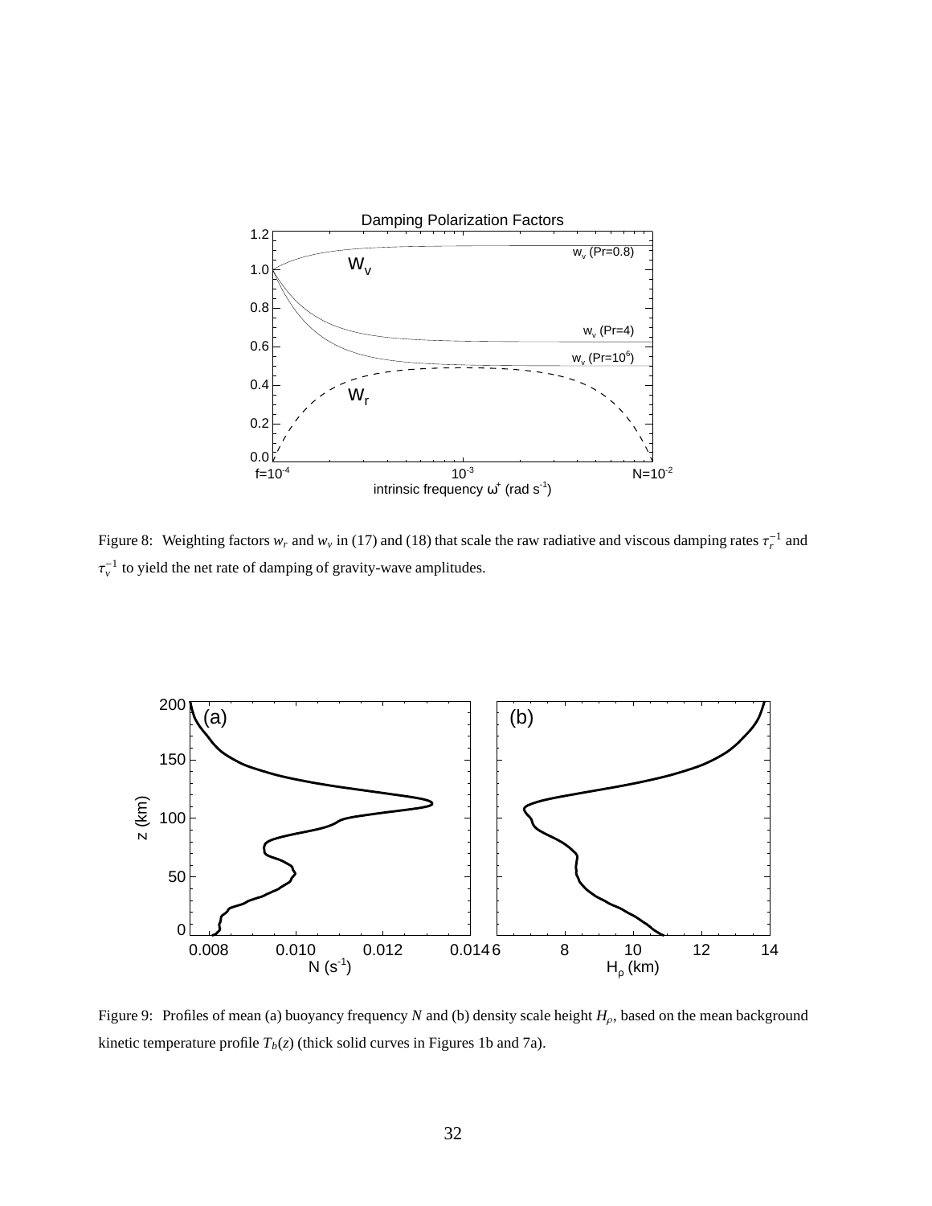Damping Polarization Factors

1.2
1.0
0.8
0.6
0.4
0.2
0.0

$w_v$ (Pr=0.8)

$w_v$

$w_v$ (Pr=4)

$w_v$ (Pr=$10^6$)

$w_r$

f=$10^{-4}$
$10^{-3}$
N=$10^{-2}$

intrinsic frequency $\omega^+$ (rad $s^{-1}$)

Figure 8: Weighting factors $w_r$ and $w_v$ in (17) and (18) that scale the raw radiative and viscous damping rates $\tau_r^{-1}$ and $\tau_v^{-1}$ to yield the net rate of damping of gravity-wave amplitudes.

(a)

(b)

z (km)

200
150
100
50
0

0.008
0.010
0.012
0.014

N ($s^{-1}$)

6
8
10
12
14

$H_\rho$ (km)

Figure 9: Profiles of mean (a) buoyancy frequency $N$ and (b) density scale height $H_\rho$, based on the mean background kinetic temperature profile $T_b(z)$ (thick solid curves in Figures 1b and 7a).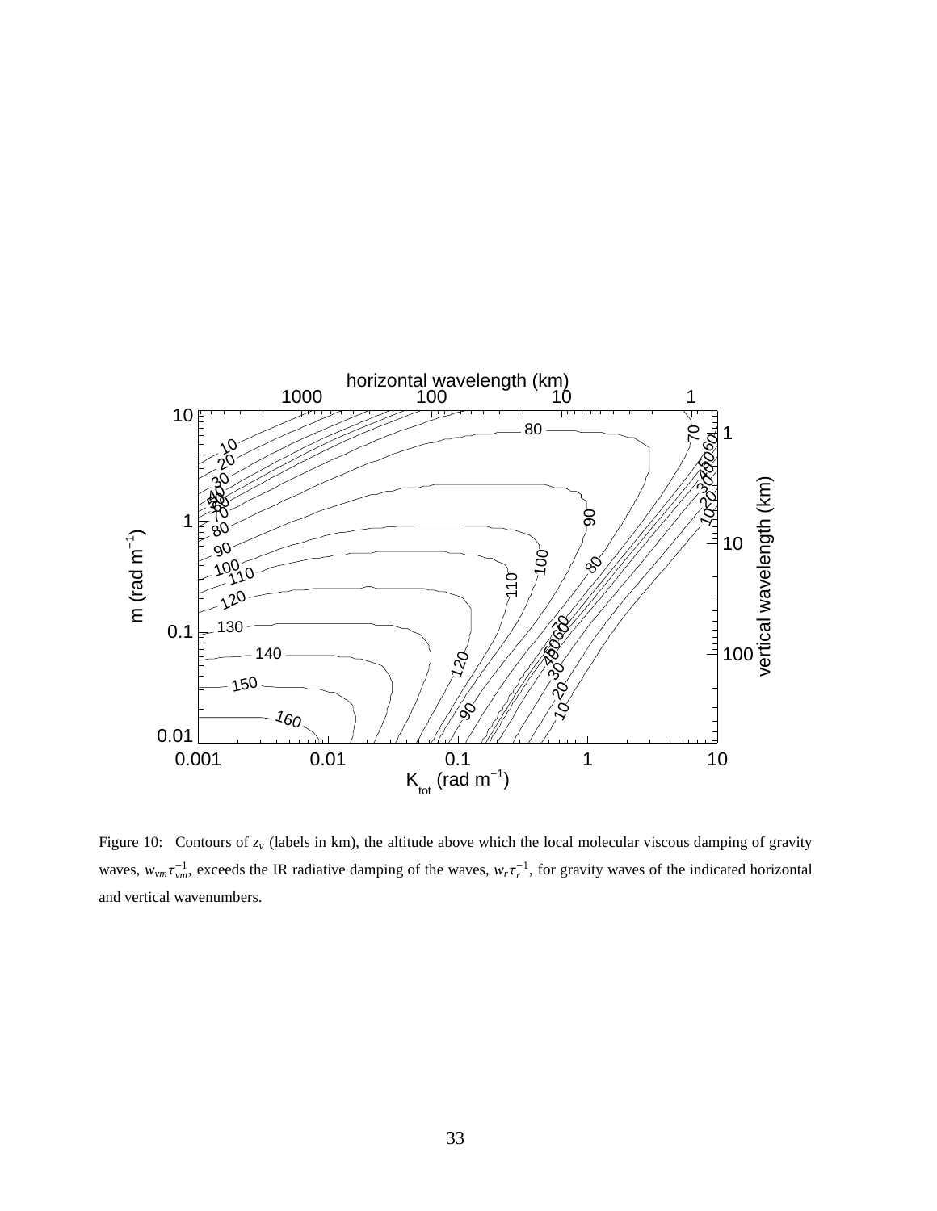horizontal wavelength (km)

1000 100 10 1

m (rad m$^{-1}$)

10 1 0.1 0.01

vertical wavelength (km)

1 10 100

0.001 0.01 0.1 1 10

K$_{tot}$ (rad m$^{-1}$)

10 20 30 40 50 60 70 80 90 100 110 120 130 140 150 160

Figure 10: Contours of $z_v$ (labels in km), the altitude above which the local molecular viscous damping of gravity waves, $w_{vm}\tau_{vm}^{-1}$, exceeds the IR radiative damping of the waves, $w_r\tau_r^{-1}$, for gravity waves of the indicated horizontal and vertical wavenumbers.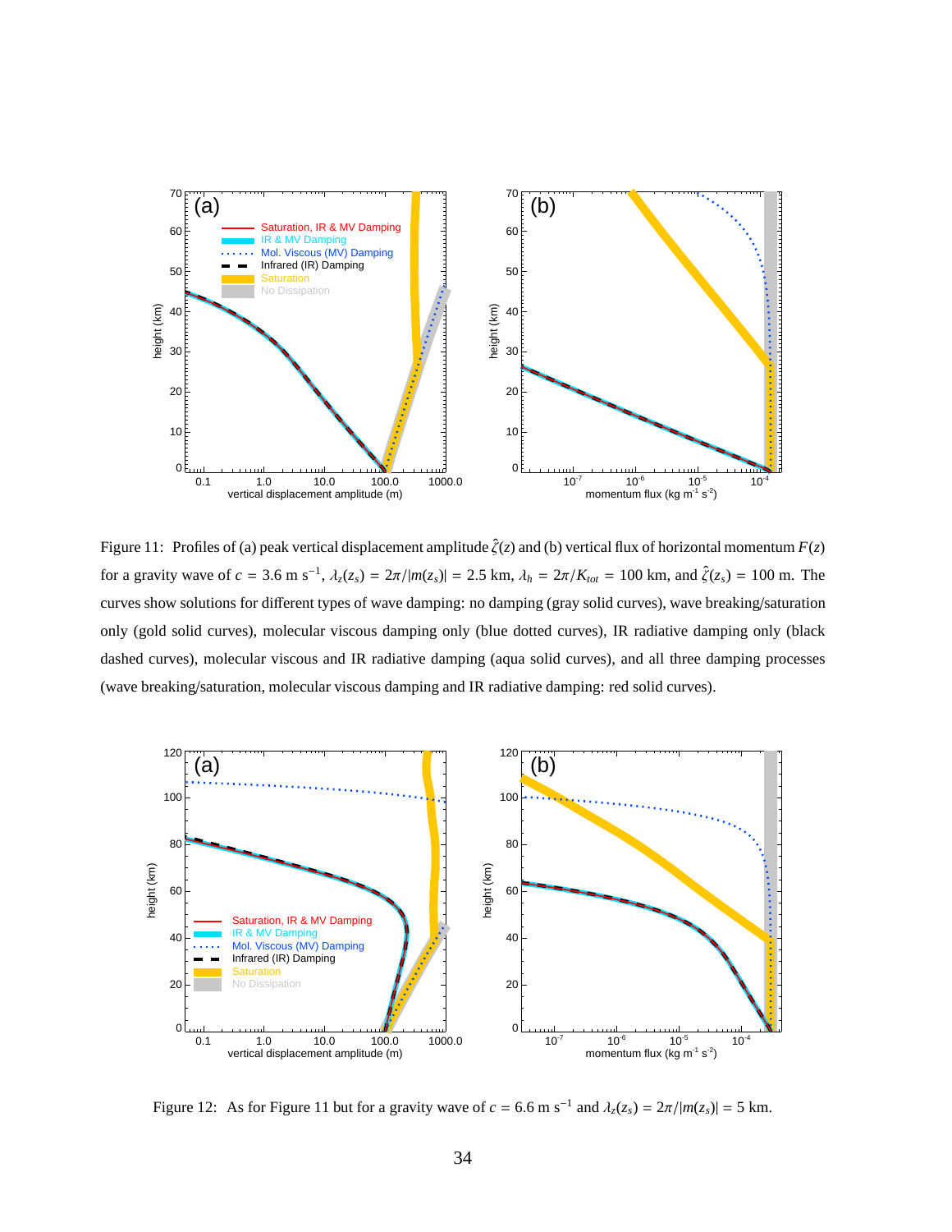(a)

Saturation, IR & MV Damping
IR & MV Damping
Mol. Viscous (MV) Damping
Infrared (IR) Damping
Saturation
No Dissipation

height (km)

vertical displacement amplitude (m)

0.1 1.0 10.0 100.0 1000.0

0 10 20 30 40 50 60 70

(b)

height (km)

momentum flux (kg m$^{-1}$ s$^{-2}$)

$10^{-7}$ $10^{-6}$ $10^{-5}$ $10^{-4}$

0 10 20 30 40 50 60 70

Figure 11: Profiles of (a) peak vertical displacement amplitude $\hat{\zeta}(z)$ and (b) vertical flux of horizontal momentum $F(z)$ for a gravity wave of $c = 3.6$ m s$^{-1}$, $\lambda_z(z_s) = 2\pi/|m(z_s)| = 2.5$ km, $\lambda_h = 2\pi/K_{tot} = 100$ km, and $\hat{\zeta}(z_s) = 100$ m. The curves show solutions for different types of wave damping: no damping (gray solid curves), wave breaking/saturation only (gold solid curves), molecular viscous damping only (blue dotted curves), IR radiative damping only (black dashed curves), molecular viscous and IR radiative damping (aqua solid curves), and all three damping processes (wave breaking/saturation, molecular viscous damping and IR radiative damping: red solid curves).

(a)

Saturation, IR & MV Damping
IR & MV Damping
Mol. Viscous (MV) Damping
Infrared (IR) Damping
Saturation
No Dissipation

height (km)

vertical displacement amplitude (m)

0.1 1.0 10.0 100.0 1000.0

0 20 40 60 80 100 120

(b)

height (km)

momentum flux (kg m$^{-1}$ s$^{-2}$)

$10^{-7}$ $10^{-6}$ $10^{-5}$ $10^{-4}$

0 20 40 60 80 100 120

Figure 12: As for Figure 11 but for a gravity wave of $c = 6.6$ m s$^{-1}$ and $\lambda_z(z_s) = 2\pi/|m(z_s)| = 5$ km.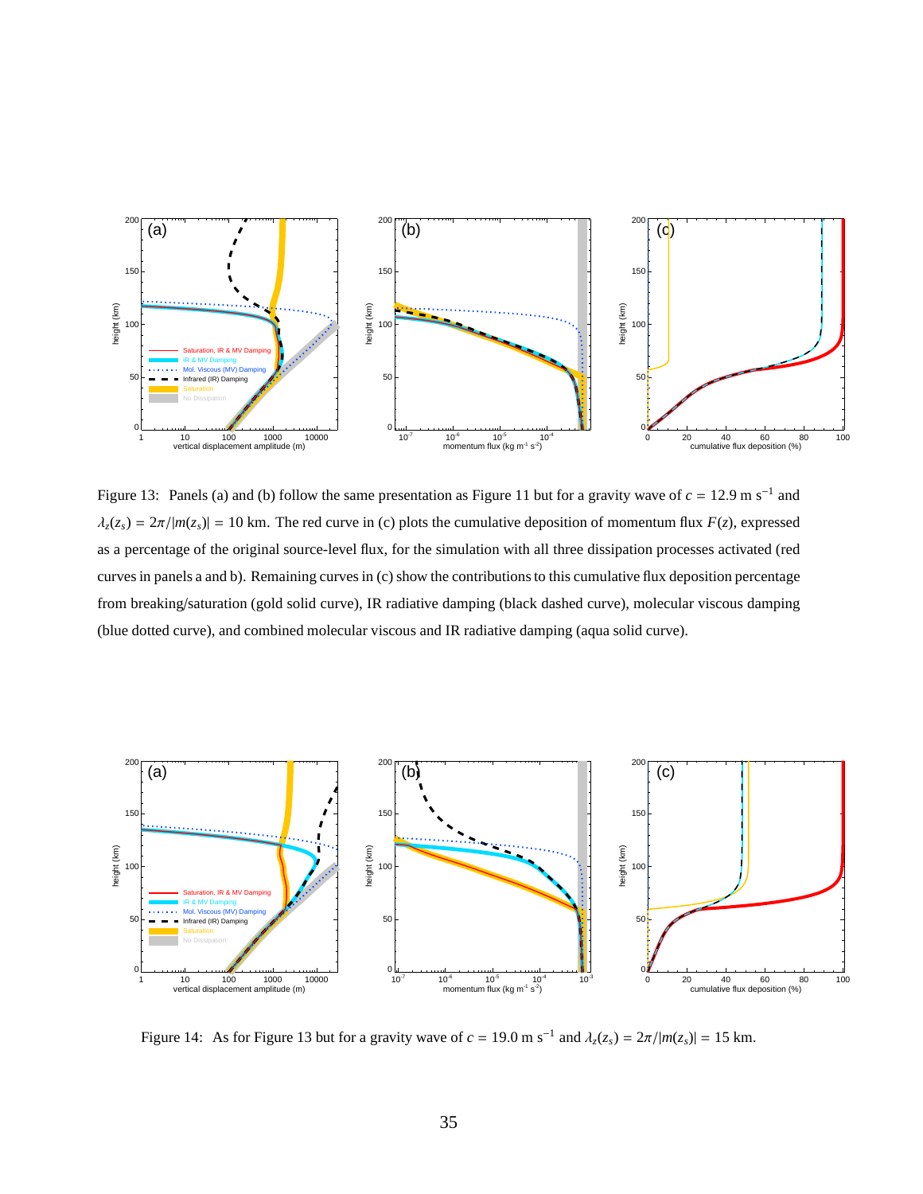(a)

200
150
100
50
0

height (km)

1 10 100 1000 10000
vertical displacement amplitude (m)

Saturation, IR & MV Damping
IR & MV Damping
Mol. Viscous (MV) Damping
Infrared (IR) Damping
Saturation
No Dissipation

(b)

200
150
100
50
0

height (km)

$10^{-7}$ $10^{-6}$ $10^{-5}$ $10^{-4}$
momentum flux (kg m$^{-1}$ s$^{-2}$)

(c)

200
150
100
50
0

height (km)

0 20 40 60 80 100
cumulative flux deposition (%)

Figure 13: Panels (a) and (b) follow the same presentation as Figure 11 but for a gravity wave of $c = 12.9$ m s$^{-1}$ and $\lambda_z(z_s) = 2\pi/|m(z_s)| = 10$ km. The red curve in (c) plots the cumulative deposition of momentum flux $F(z)$, expressed as a percentage of the original source-level flux, for the simulation with all three dissipation processes activated (red curves in panels a and b). Remaining curves in (c) show the contributions to this cumulative flux deposition percentage from breaking/saturation (gold solid curve), IR radiative damping (black dashed curve), molecular viscous damping (blue dotted curve), and combined molecular viscous and IR radiative damping (aqua solid curve).

(a)

200
150
100
50
0

height (km)

1 10 100 1000 10000
vertical displacement amplitude (m)

Saturation, IR & MV Damping
IR & MV Damping
Mol. Viscous (MV) Damping
Infrared (IR) Damping
Saturation
No Dissipation

(b)

200
150
100
50
0

height (km)

$10^{-7}$ $10^{-6}$ $10^{-5}$ $10^{-4}$ $10^{-3}$
momentum flux (kg m$^{-1}$ s$^{-2}$)

(c)

200
150
100
50
0

height (km)

0 20 40 60 80 100
cumulative flux deposition (%)

Figure 14: As for Figure 13 but for a gravity wave of $c = 19.0$ m s$^{-1}$ and $\lambda_z(z_s) = 2\pi/|m(z_s)| = 15$ km.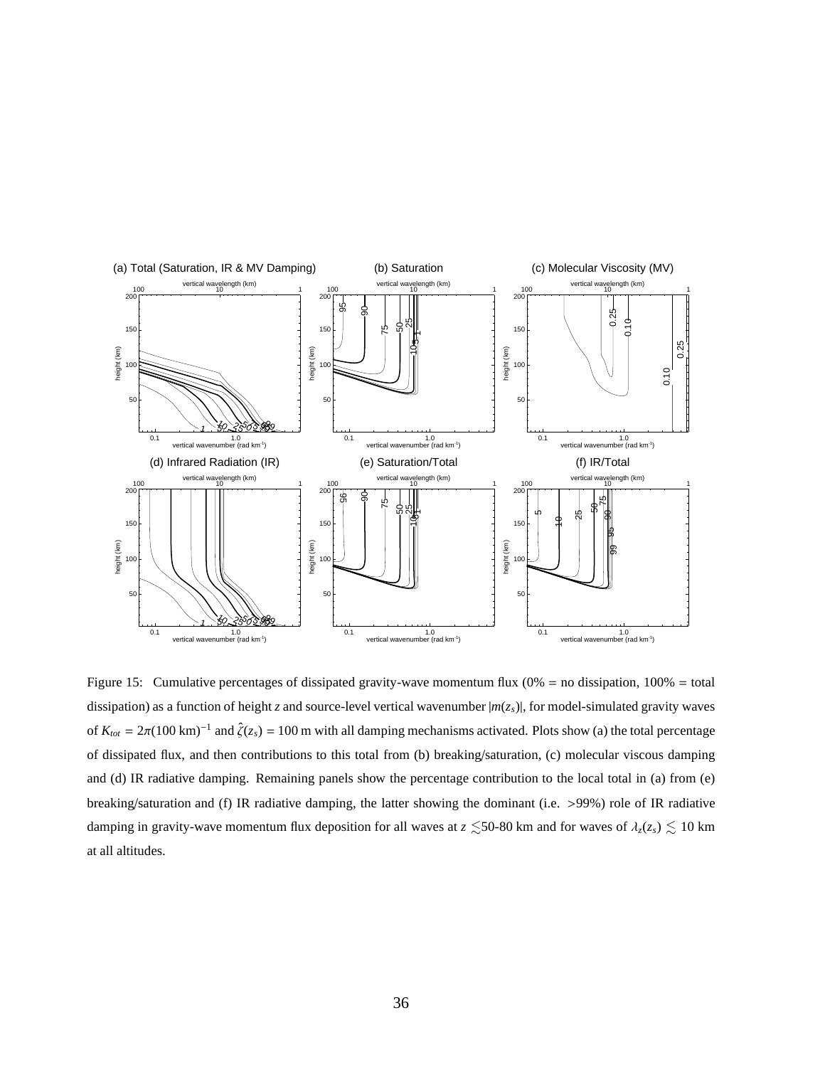(a) Total (Saturation, IR & MV Damping)

vertical wavelength (km)

100 10 1

200

150

100

50

height (km)

0.1 1.0

vertical wavenumber (rad km$^{-1}$)

1 10 25 50 75 90 95 99

(b) Saturation

vertical wavelength (km)

100 10 1

200

150

100

50

height (km)

95 90 75 50 25 10 5 1

0.1 1.0

vertical wavenumber (rad km$^{-1}$)

(c) Molecular Viscosity (MV)

vertical wavelength (km)

100 10 1

200

150

100

50

height (km)

0.25 0.10 0.25 0.10

0.1 1.0

vertical wavenumber (rad km$^{-1}$)

(d) Infrared Radiation (IR)

vertical wavelength (km)

100 10 1

200

150

100

50

height (km)

1 10 25 50 75 90 95 99

0.1 1.0

vertical wavenumber (rad km$^{-1}$)

(e) Saturation/Total

vertical wavelength (km)

100 10 1

200

150

100

50

height (km)

95 90 75 50 25 10 5 1

0.1 1.0

vertical wavenumber (rad km$^{-1}$)

(f) IR/Total

vertical wavelength (km)

100 10 1

200

150

100

50

height (km)

5 10 25 50 75 90 95 99

0.1 1.0

vertical wavenumber (rad km$^{-1}$)

Figure 15: Cumulative percentages of dissipated gravity-wave momentum flux (0% = no dissipation, 100% = total dissipation) as a function of height $z$ and source-level vertical wavenumber $|m(z_s)|$, for model-simulated gravity waves of $K_{tot} = 2\pi(100 \text{ km})^{-1}$ and $\hat{\zeta}(z_s) = 100$ m with all damping mechanisms activated. Plots show (a) the total percentage of dissipated flux, and then contributions to this total from (b) breaking/saturation, (c) molecular viscous damping and (d) IR radiative damping. Remaining panels show the percentage contribution to the local total in (a) from (e) breaking/saturation and (f) IR radiative damping, the latter showing the dominant (i.e. >99%) role of IR radiative damping in gravity-wave momentum flux deposition for all waves at $z \lesssim$50-80 km and for waves of $\lambda_z(z_s) \lesssim 10$ km at all altitudes.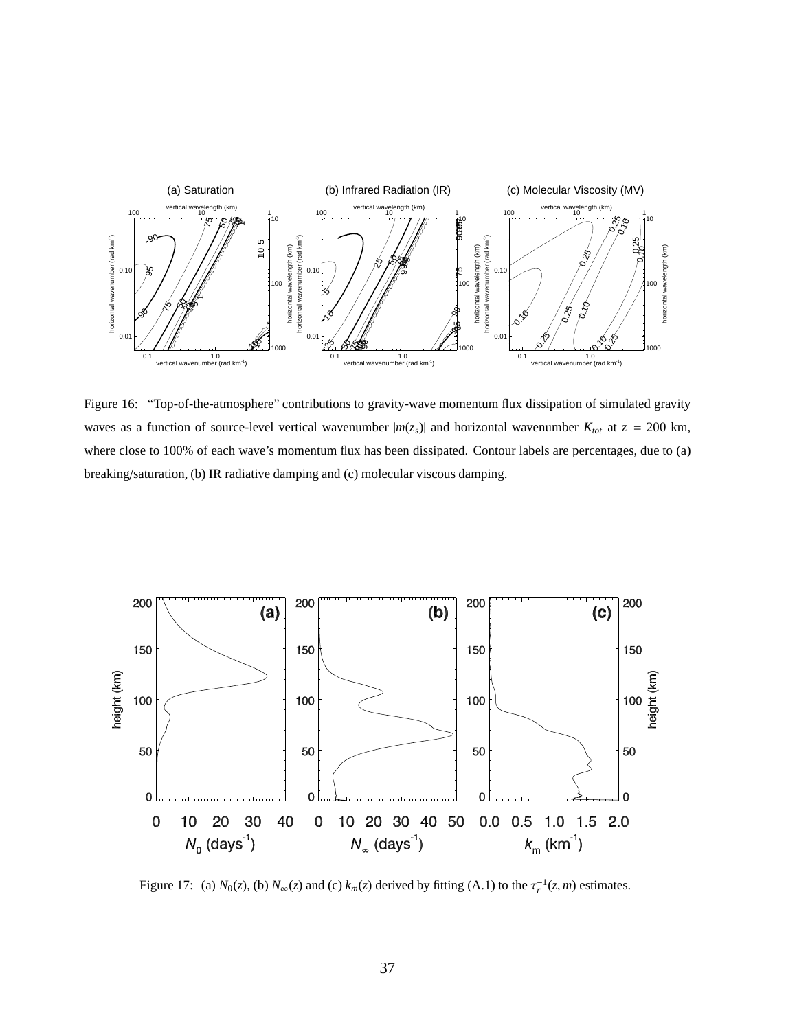(a) Saturation

vertical wavelength (km)

100 10 1

horizontal wavenumber (rad km⁻¹)

horizontal wavelength (km)

0.10 0.01

10 100 1000

vertical wavenumber (rad km⁻¹)

0.1 1.0

90 95 90 75 50 25 10 5 1

(b) Infrared Radiation (IR)

vertical wavelength (km)

100 10 1

horizontal wavenumber (rad km⁻¹)

horizontal wavelength (km)

0.10 0.01

10 100 1000

vertical wavenumber (rad km⁻¹)

0.1 1.0

5 10 25 50 75 90 95 99

(c) Molecular Viscosity (MV)

vertical wavelength (km)

100 10 1

horizontal wavenumber (rad km⁻¹)

horizontal wavelength (km)

0.10 0.01

10 100 1000

vertical wavenumber (rad km⁻¹)

0.1 1.0

0.10 0.25

Figure 16: "Top-of-the-atmosphere" contributions to gravity-wave momentum flux dissipation of simulated gravity waves as a function of source-level vertical wavenumber $|m(z_s)|$ and horizontal wavenumber $K_{tot}$ at $z = 200$ km, where close to 100% of each wave's momentum flux has been dissipated. Contour labels are percentages, due to (a) breaking/saturation, (b) IR radiative damping and (c) molecular viscous damping.

(a) (b) (c)

height (km)

0 50 100 150 200

$N_0$ (days⁻¹)

0 10 20 30 40

$N_\infty$ (days⁻¹)

0 10 20 30 40 50

$k_m$ (km⁻¹)

0.0 0.5 1.0 1.5 2.0

Figure 17: (a) $N_0(z)$, (b) $N_\infty(z)$ and (c) $k_m(z)$ derived by fitting (A.1) to the $\tau_r^{-1}(z, m)$ estimates.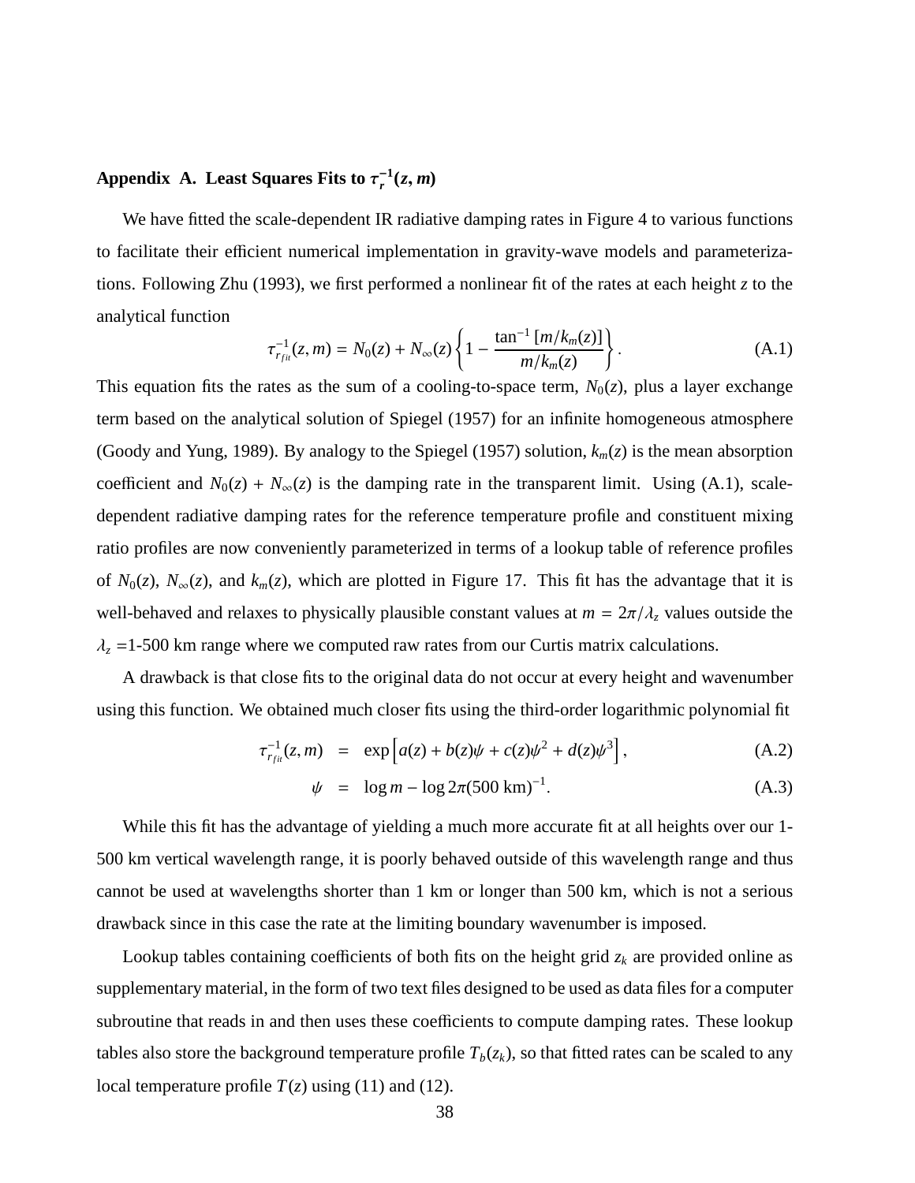## Appendix A. Least Squares Fits to $\tau_r^{-1}(z, m)$

We have fitted the scale-dependent IR radiative damping rates in Figure 4 to various functions to facilitate their efficient numerical implementation in gravity-wave models and parameterizations. Following Zhu (1993), we first performed a nonlinear fit of the rates at each height $z$ to the analytical function

$$\tau_{r_{fit}}^{-1}(z, m) = N_0(z) + N_\infty(z) \left\{ 1 - \frac{\tan^{-1}[m/k_m(z)]}{m/k_m(z)} \right\}. \tag{A.1}$$

This equation fits the rates as the sum of a cooling-to-space term, $N_0(z)$, plus a layer exchange term based on the analytical solution of Spiegel (1957) for an infinite homogeneous atmosphere (Goody and Yung, 1989). By analogy to the Spiegel (1957) solution, $k_m(z)$ is the mean absorption coefficient and $N_0(z) + N_\infty(z)$ is the damping rate in the transparent limit. Using (A.1), scale-dependent radiative damping rates for the reference temperature profile and constituent mixing ratio profiles are now conveniently parameterized in terms of a lookup table of reference profiles of $N_0(z)$, $N_\infty(z)$, and $k_m(z)$, which are plotted in Figure 17. This fit has the advantage that it is well-behaved and relaxes to physically plausible constant values at $m = 2\pi/\lambda_z$ values outside the $\lambda_z$ =1-500 km range where we computed raw rates from our Curtis matrix calculations.

A drawback is that close fits to the original data do not occur at every height and wavenumber using this function. We obtained much closer fits using the third-order logarithmic polynomial fit

$$\tau_{r_{fit}}^{-1}(z, m) = \exp\left[a(z) + b(z)\psi + c(z)\psi^2 + d(z)\psi^3\right], \tag{A.2}$$

$$\psi = \log m - \log 2\pi(500 \text{ km})^{-1}. \tag{A.3}$$

While this fit has the advantage of yielding a much more accurate fit at all heights over our 1-500 km vertical wavelength range, it is poorly behaved outside of this wavelength range and thus cannot be used at wavelengths shorter than 1 km or longer than 500 km, which is not a serious drawback since in this case the rate at the limiting boundary wavenumber is imposed.

Lookup tables containing coefficients of both fits on the height grid $z_k$ are provided online as supplementary material, in the form of two text files designed to be used as data files for a computer subroutine that reads in and then uses these coefficients to compute damping rates. These lookup tables also store the background temperature profile $T_b(z_k)$, so that fitted rates can be scaled to any local temperature profile $T(z)$ using (11) and (12).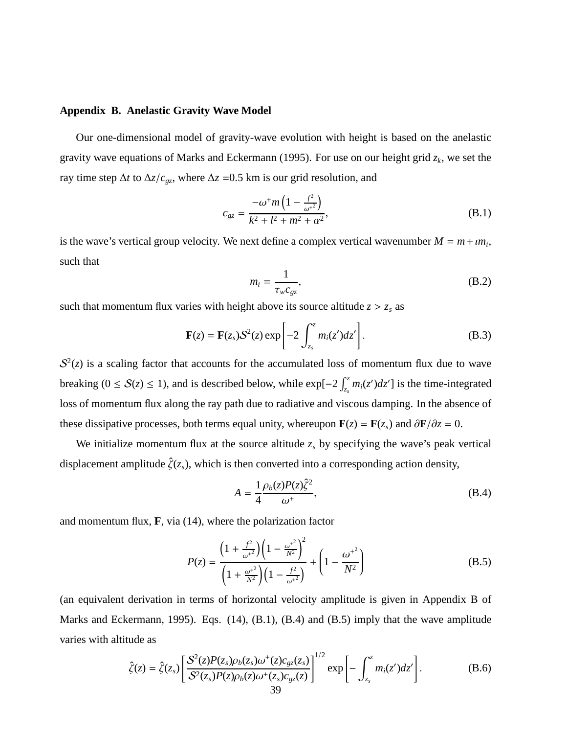## Appendix B. Anelastic Gravity Wave Model

Our one-dimensional model of gravity-wave evolution with height is based on the anelastic gravity wave equations of Marks and Eckermann (1995). For use on our height grid $z_k$, we set the ray time step $\Delta t$ to $\Delta z/c_{gz}$, where $\Delta z$ =0.5 km is our grid resolution, and

$$c_{gz} = \frac{-\omega^+ m\left(1 - \frac{f^2}{\omega^{+2}}\right)}{k^2 + l^2 + m^2 + \alpha^2}, \tag{B.1}$$

is the wave's vertical group velocity. We next define a complex vertical wavenumber $M = m + \imath m_i$, such that

$$m_i = \frac{1}{\tau_w c_{gz}}, \tag{B.2}$$

such that momentum flux varies with height above its source altitude $z > z_s$ as

$$\mathbf{F}(z) = \mathbf{F}(z_s)\mathcal{S}^2(z)\exp\left[-2\int_{z_s}^{z} m_i(z')dz'\right]. \tag{B.3}$$

$\mathcal{S}^2(z)$ is a scaling factor that accounts for the accumulated loss of momentum flux due to wave breaking ($0 \leq \mathcal{S}(z) \leq 1$), and is described below, while $\exp[-2\int_{z_s}^{z} m_i(z')dz']$ is the time-integrated loss of momentum flux along the ray path due to radiative and viscous damping. In the absence of these dissipative processes, both terms equal unity, whereupon $\mathbf{F}(z) = \mathbf{F}(z_s)$ and $\partial\mathbf{F}/\partial z = 0$.

We initialize momentum flux at the source altitude $z_s$ by specifying the wave's peak vertical displacement amplitude $\hat{\zeta}(z_s)$, which is then converted into a corresponding action density,

$$A = \frac{1}{4}\frac{\rho_b(z)P(z)\hat{\zeta}^2}{\omega^+}, \tag{B.4}$$

and momentum flux, $\mathbf{F}$, via (14), where the polarization factor

$$P(z) = \frac{\left(1 + \frac{f^2}{\omega^{+2}}\right)\left(1 - \frac{\omega^{+2}}{N^2}\right)^2}{\left(1 + \frac{\omega^{+2}}{N^2}\right)\left(1 - \frac{f^2}{\omega^{+2}}\right)} + \left(1 - \frac{\omega^{+2}}{N^2}\right) \tag{B.5}$$

(an equivalent derivation in terms of horizontal velocity amplitude is given in Appendix B of Marks and Eckermann, 1995). Eqs. (14), (B.1), (B.4) and (B.5) imply that the wave amplitude varies with altitude as

$$\hat{\zeta}(z) = \hat{\zeta}(z_s)\left[\frac{\mathcal{S}^2(z)P(z_s)\rho_b(z_s)\omega^+(z)c_{gz}(z_s)}{\mathcal{S}^2(z_s)P(z)\rho_b(z)\omega^+(z_s)c_{gz}(z)}\right]^{1/2}\exp\left[-\int_{z_s}^{z} m_i(z')dz'\right]. \tag{B.6}$$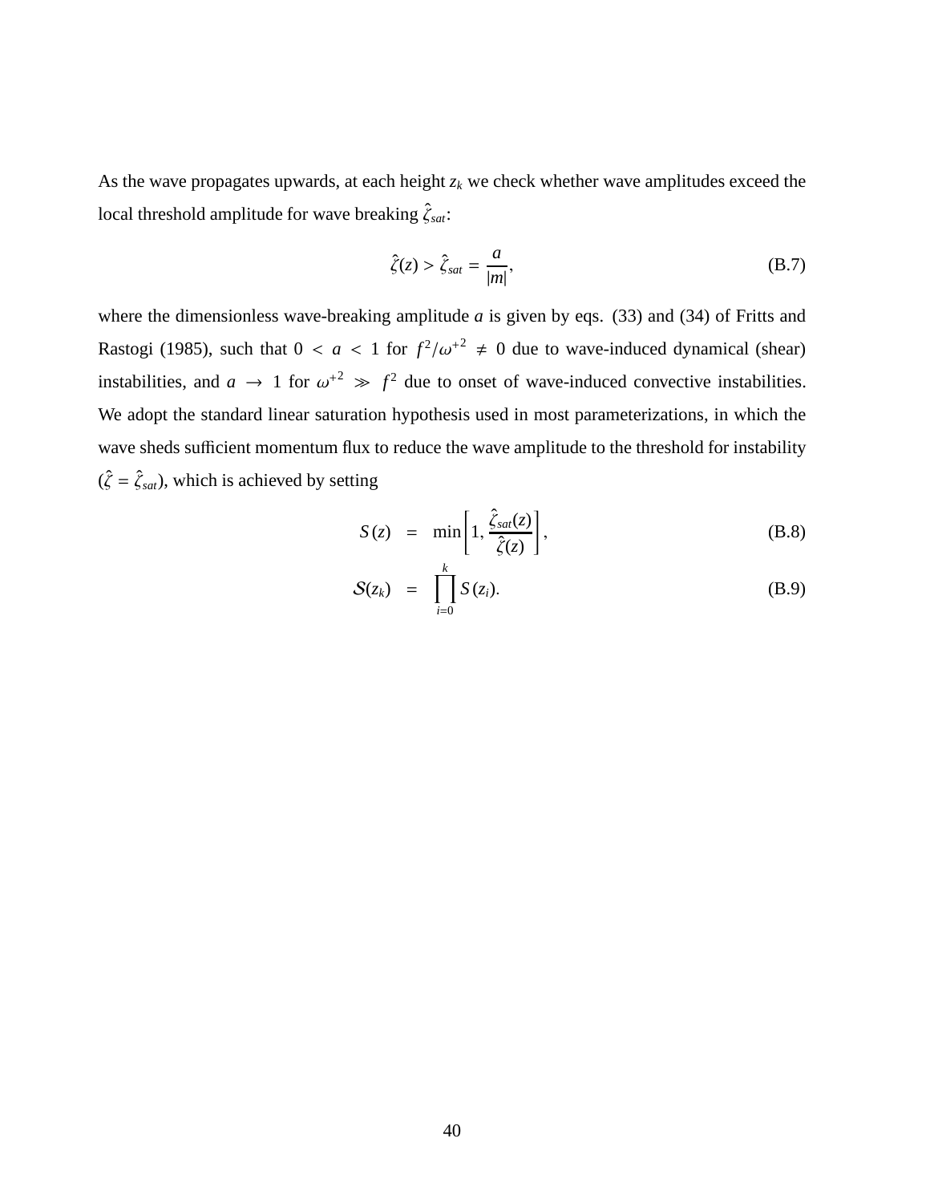As the wave propagates upwards, at each height $z_k$ we check whether wave amplitudes exceed the local threshold amplitude for wave breaking $\hat{\zeta}_{sat}$:

$$\hat{\zeta}(z) > \hat{\zeta}_{sat} = \frac{a}{|m|}, \tag{B.7}$$

where the dimensionless wave-breaking amplitude $a$ is given by eqs. (33) and (34) of Fritts and Rastogi (1985), such that $0 < a < 1$ for $f^2/\omega^{+2} \neq 0$ due to wave-induced dynamical (shear) instabilities, and $a \rightarrow 1$ for $\omega^{+2} \gg f^2$ due to onset of wave-induced convective instabilities. We adopt the standard linear saturation hypothesis used in most parameterizations, in which the wave sheds sufficient momentum flux to reduce the wave amplitude to the threshold for instability ($\hat{\zeta} = \hat{\zeta}_{sat}$), which is achieved by setting

$$S(z) = \min\left[1, \frac{\hat{\zeta}_{sat}(z)}{\hat{\zeta}(z)}\right], \tag{B.8}$$

$$\mathcal{S}(z_k) = \prod_{i=0}^{k} S(z_i). \tag{B.9}$$